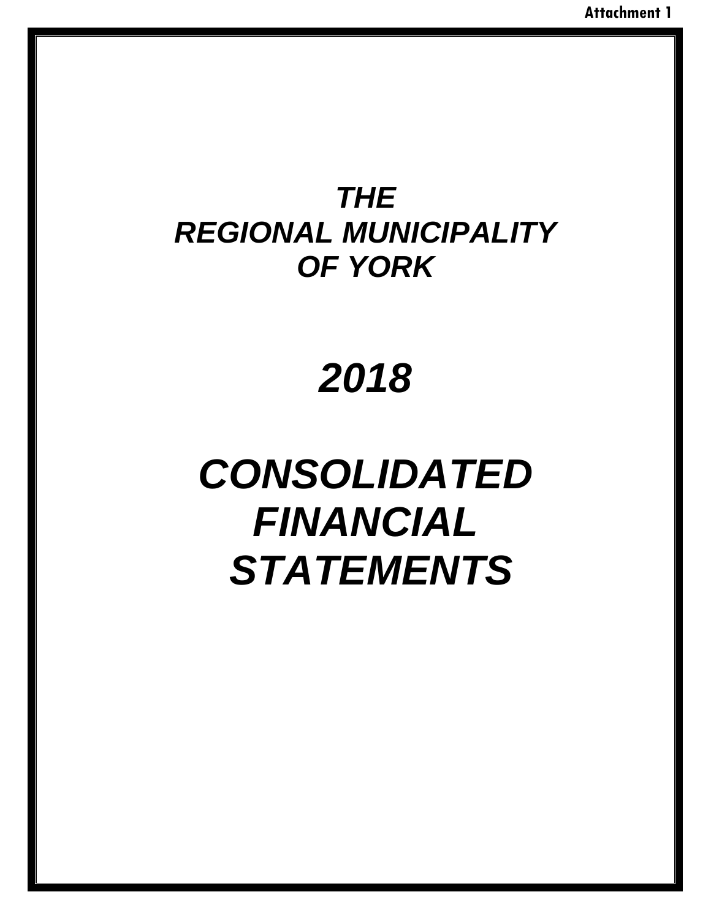Attachment 1

# *THE REGIONAL MUNICIPALITY OF YORK*

# *2018*

# *CONSOLIDATED FINANCIAL STATEMENTS*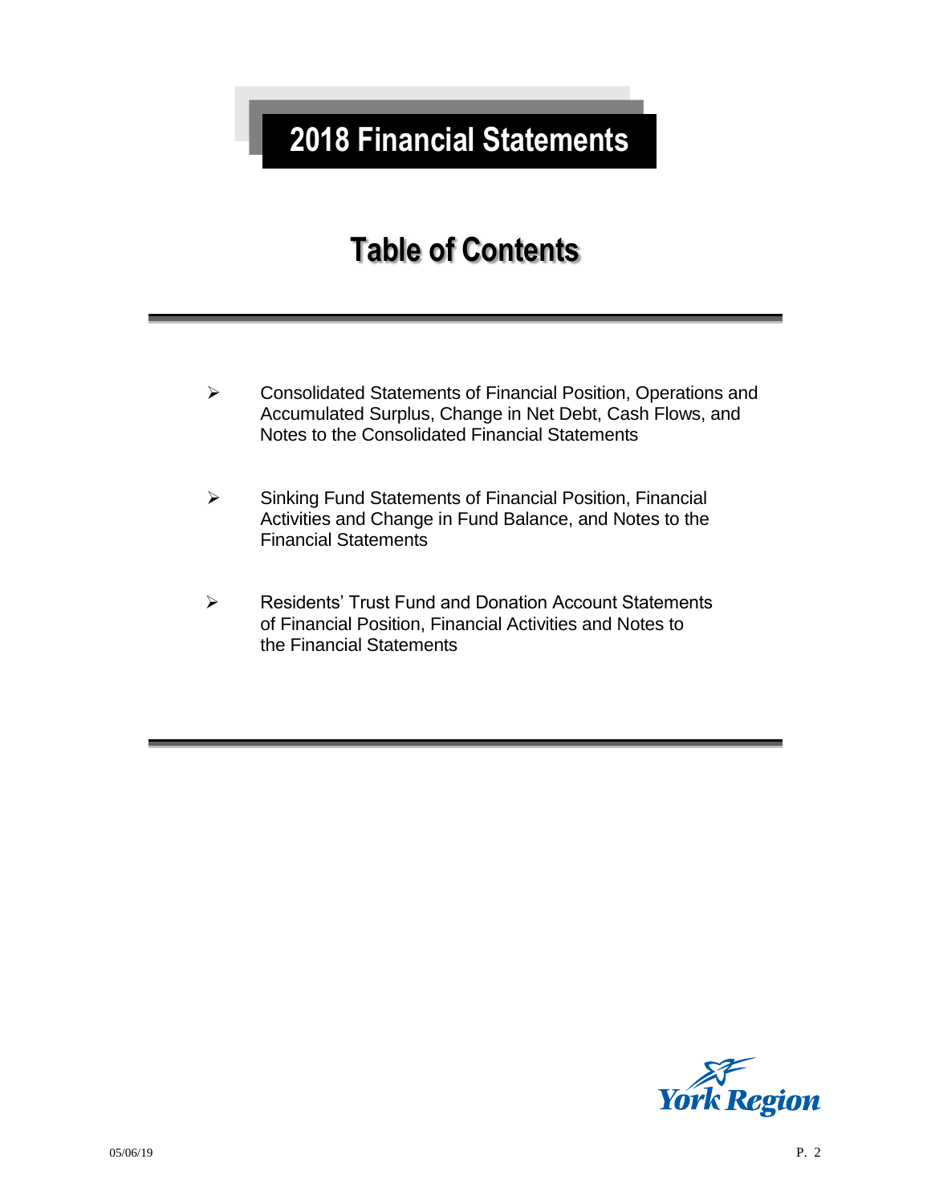# 2018 Financial Statements

## Table of Contents

- Consolidated Statements of Financial Position, Operations and Accumulated Surplus, Change in Net Debt, Cash Flows, and Notes to the Consolidated Financial Statements

- Sinking Fund Statements of Financial Position, Financial Activities and Change in Fund Balance, and Notes to the Financial Statements

- Residents' Trust Fund and Donation Account Statements of Financial Position, Financial Activities and Notes to the Financial Statements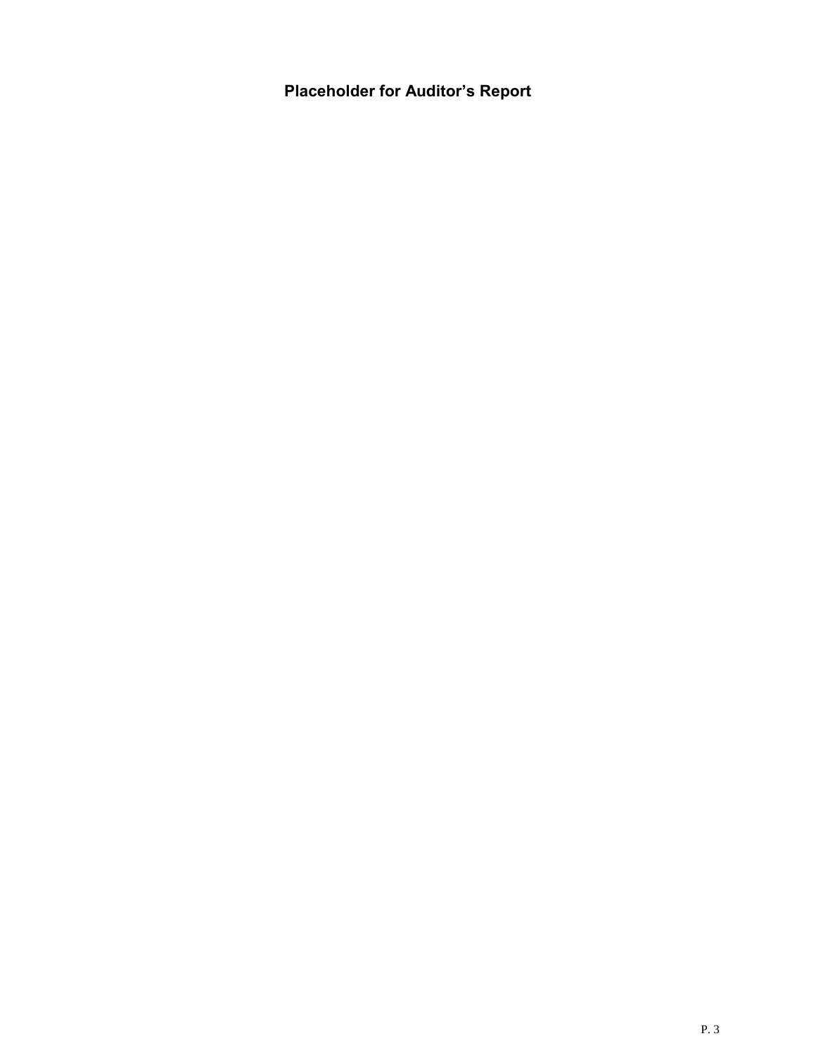# Placeholder for Auditor's Report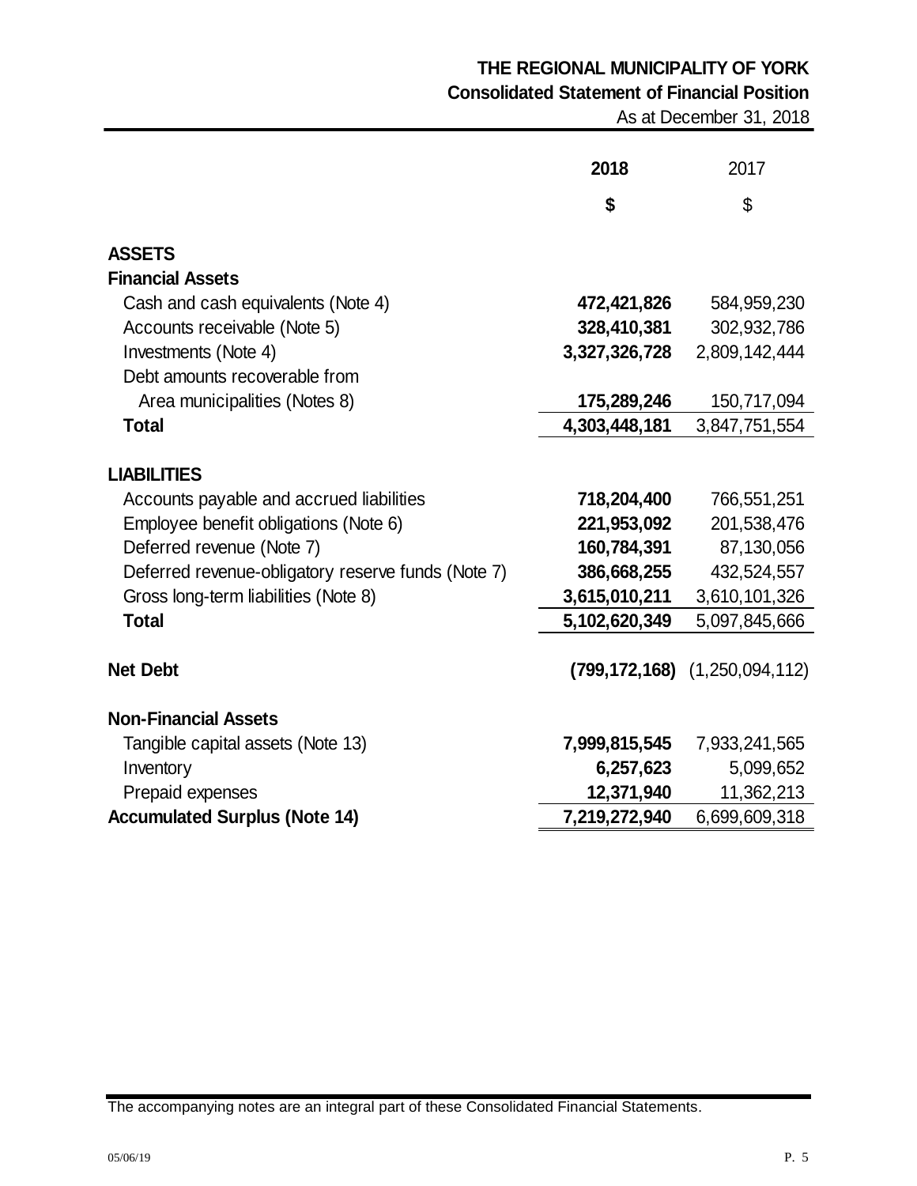# THE REGIONAL MUNICIPALITY OF YORK

## Consolidated Statement of Financial Position

As at December 31, 2018

| | **2018** | 2017 |
|---|---|---|
| | **$** | $ |
| **ASSETS** | | |
| **Financial Assets** | | |
| Cash and cash equivalents (Note 4) | **472,421,826** | 584,959,230 |
| Accounts receivable (Note 5) | **328,410,381** | 302,932,786 |
| Investments (Note 4) | **3,327,326,728** | 2,809,142,444 |
| Debt amounts recoverable from Area municipalities (Notes 8) | **175,289,246** | 150,717,094 |
| **Total** | **4,303,448,181** | 3,847,751,554 |
| **LIABILITIES** | | |
| Accounts payable and accrued liabilities | **718,204,400** | 766,551,251 |
| Employee benefit obligations (Note 6) | **221,953,092** | 201,538,476 |
| Deferred revenue (Note 7) | **160,784,391** | 87,130,056 |
| Deferred revenue-obligatory reserve funds (Note 7) | **386,668,255** | 432,524,557 |
| Gross long-term liabilities (Note 8) | **3,615,010,211** | 3,610,101,326 |
| **Total** | **5,102,620,349** | 5,097,845,666 |
| **Net Debt** | **(799,172,168)** | (1,250,094,112) |
| **Non-Financial Assets** | | |
| Tangible capital assets (Note 13) | **7,999,815,545** | 7,933,241,565 |
| Inventory | **6,257,623** | 5,099,652 |
| Prepaid expenses | **12,371,940** | 11,362,213 |
| **Accumulated Surplus (Note 14)** | **7,219,272,940** | 6,699,609,318 |

The accompanying notes are an integral part of these Consolidated Financial Statements.

05/06/19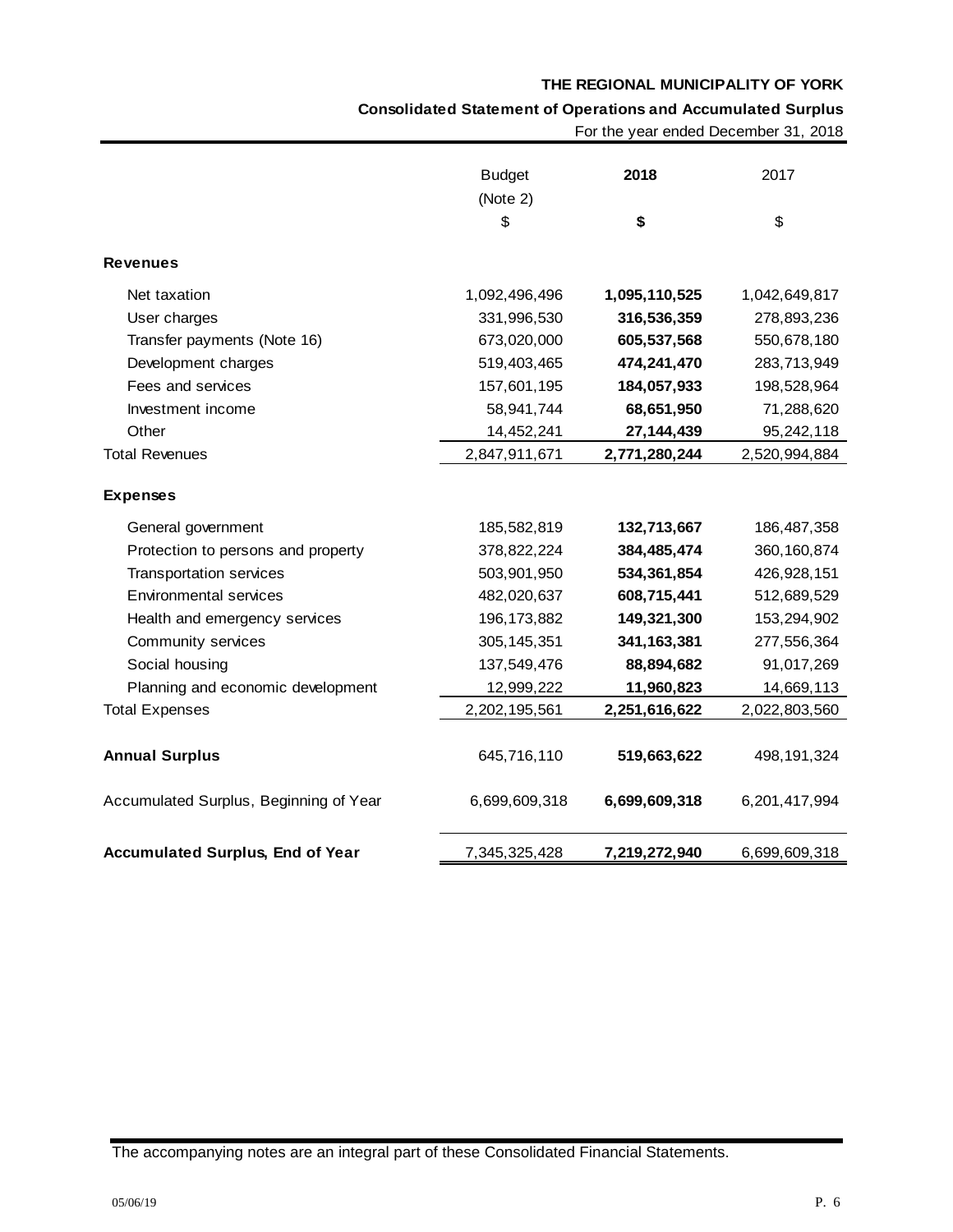**THE REGIONAL MUNICIPALITY OF YORK**

**Consolidated Statement of Operations and Accumulated Surplus**

For the year ended December 31, 2018

| | Budget (Note 2) $ | **2018** **$** | 2017 $ |
|---|---|---|---|
| **Revenues** | | | |
| Net taxation | 1,092,496,496 | **1,095,110,525** | 1,042,649,817 |
| User charges | 331,996,530 | **316,536,359** | 278,893,236 |
| Transfer payments (Note 16) | 673,020,000 | **605,537,568** | 550,678,180 |
| Development charges | 519,403,465 | **474,241,470** | 283,713,949 |
| Fees and services | 157,601,195 | **184,057,933** | 198,528,964 |
| Investment income | 58,941,744 | **68,651,950** | 71,288,620 |
| Other | 14,452,241 | **27,144,439** | 95,242,118 |
| Total Revenues | 2,847,911,671 | **2,771,280,244** | 2,520,994,884 |
| **Expenses** | | | |
| General government | 185,582,819 | **132,713,667** | 186,487,358 |
| Protection to persons and property | 378,822,224 | **384,485,474** | 360,160,874 |
| Transportation services | 503,901,950 | **534,361,854** | 426,928,151 |
| Environmental services | 482,020,637 | **608,715,441** | 512,689,529 |
| Health and emergency services | 196,173,882 | **149,321,300** | 153,294,902 |
| Community services | 305,145,351 | **341,163,381** | 277,556,364 |
| Social housing | 137,549,476 | **88,894,682** | 91,017,269 |
| Planning and economic development | 12,999,222 | **11,960,823** | 14,669,113 |
| Total Expenses | 2,202,195,561 | **2,251,616,622** | 2,022,803,560 |
| **Annual Surplus** | 645,716,110 | **519,663,622** | 498,191,324 |
| Accumulated Surplus, Beginning of Year | 6,699,609,318 | **6,699,609,318** | 6,201,417,994 |
| **Accumulated Surplus, End of Year** | 7,345,325,428 | **7,219,272,940** | 6,699,609,318 |

The accompanying notes are an integral part of these Consolidated Financial Statements.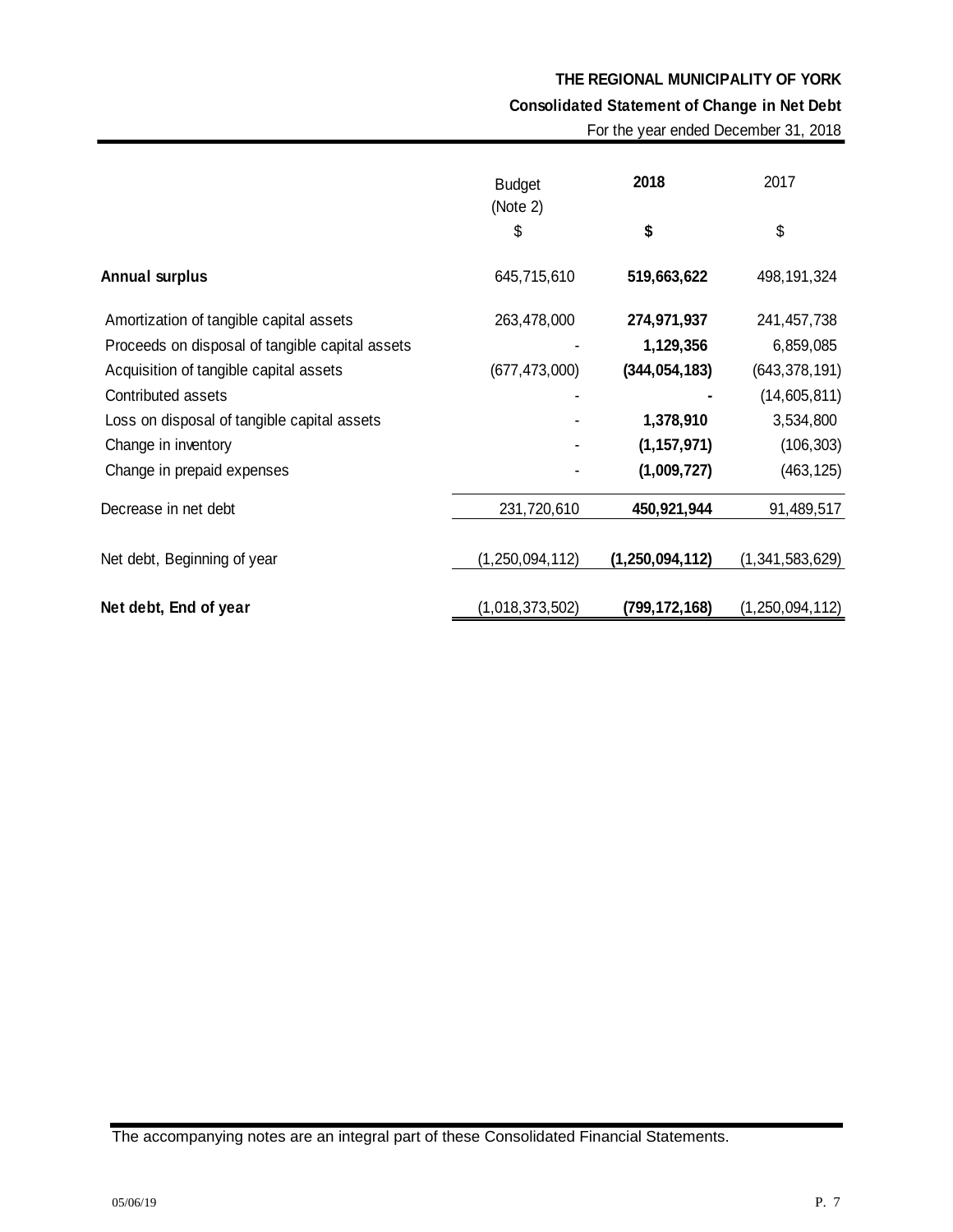**THE REGIONAL MUNICIPALITY OF YORK**

**Consolidated Statement of Change in Net Debt**

For the year ended December 31, 2018

| | Budget (Note 2) | **2018** | 2017 |
|---|---|---|---|
| | $ | **$** | $ |
| **Annual surplus** | 645,715,610 | **519,663,622** | 498,191,324 |
| Amortization of tangible capital assets | 263,478,000 | **274,971,937** | 241,457,738 |
| Proceeds on disposal of tangible capital assets | - | **1,129,356** | 6,859,085 |
| Acquisition of tangible capital assets | (677,473,000) | **(344,054,183)** | (643,378,191) |
| Contributed assets | - | **-** | (14,605,811) |
| Loss on disposal of tangible capital assets | - | **1,378,910** | 3,534,800 |
| Change in inventory | - | **(1,157,971)** | (106,303) |
| Change in prepaid expenses | - | **(1,009,727)** | (463,125) |
| Decrease in net debt | 231,720,610 | **450,921,944** | 91,489,517 |
| Net debt, Beginning of year | (1,250,094,112) | **(1,250,094,112)** | (1,341,583,629) |
| **Net debt, End of year** | (1,018,373,502) | **(799,172,168)** | (1,250,094,112) |

The accompanying notes are an integral part of these Consolidated Financial Statements.

05/06/19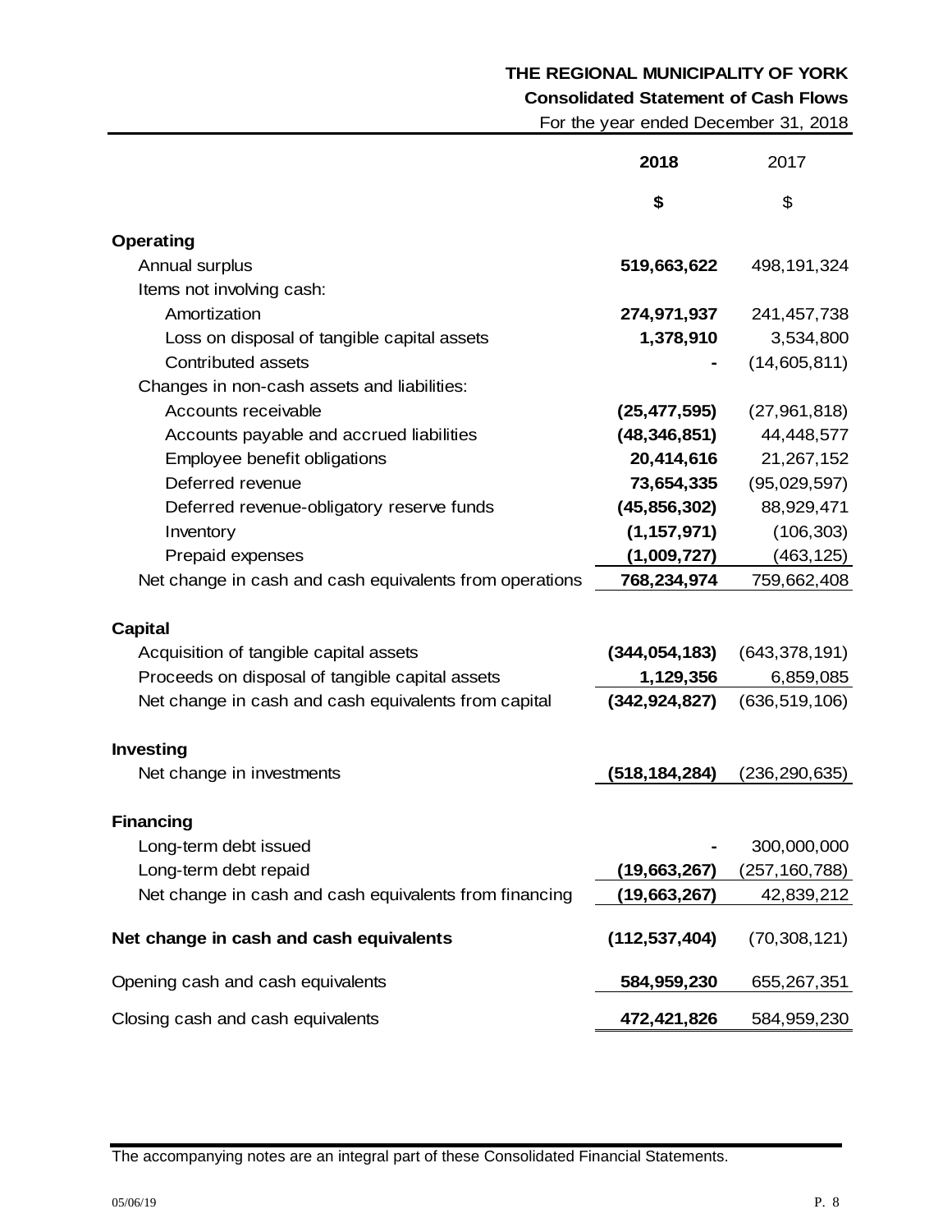**THE REGIONAL MUNICIPALITY OF YORK**

**Consolidated Statement of Cash Flows**

For the year ended December 31, 2018

| | **2018** | 2017 |
|---|---|---|
| | **$** | $ |
| **Operating** | | |
| Annual surplus | **519,663,622** | 498,191,324 |
| Items not involving cash: | | |
| Amortization | **274,971,937** | 241,457,738 |
| Loss on disposal of tangible capital assets | **1,378,910** | 3,534,800 |
| Contributed assets | **-** | (14,605,811) |
| Changes in non-cash assets and liabilities: | | |
| Accounts receivable | **(25,477,595)** | (27,961,818) |
| Accounts payable and accrued liabilities | **(48,346,851)** | 44,448,577 |
| Employee benefit obligations | **20,414,616** | 21,267,152 |
| Deferred revenue | **73,654,335** | (95,029,597) |
| Deferred revenue-obligatory reserve funds | **(45,856,302)** | 88,929,471 |
| Inventory | **(1,157,971)** | (106,303) |
| Prepaid expenses | **(1,009,727)** | (463,125) |
| Net change in cash and cash equivalents from operations | **768,234,974** | 759,662,408 |
| **Capital** | | |
| Acquisition of tangible capital assets | **(344,054,183)** | (643,378,191) |
| Proceeds on disposal of tangible capital assets | **1,129,356** | 6,859,085 |
| Net change in cash and cash equivalents from capital | **(342,924,827)** | (636,519,106) |
| **Investing** | | |
| Net change in investments | **(518,184,284)** | (236,290,635) |
| **Financing** | | |
| Long-term debt issued | **-** | 300,000,000 |
| Long-term debt repaid | **(19,663,267)** | (257,160,788) |
| Net change in cash and cash equivalents from financing | **(19,663,267)** | 42,839,212 |
| **Net change in cash and cash equivalents** | **(112,537,404)** | (70,308,121) |
| Opening cash and cash equivalents | **584,959,230** | 655,267,351 |
| Closing cash and cash equivalents | **472,421,826** | 584,959,230 |

The accompanying notes are an integral part of these Consolidated Financial Statements.

05/06/19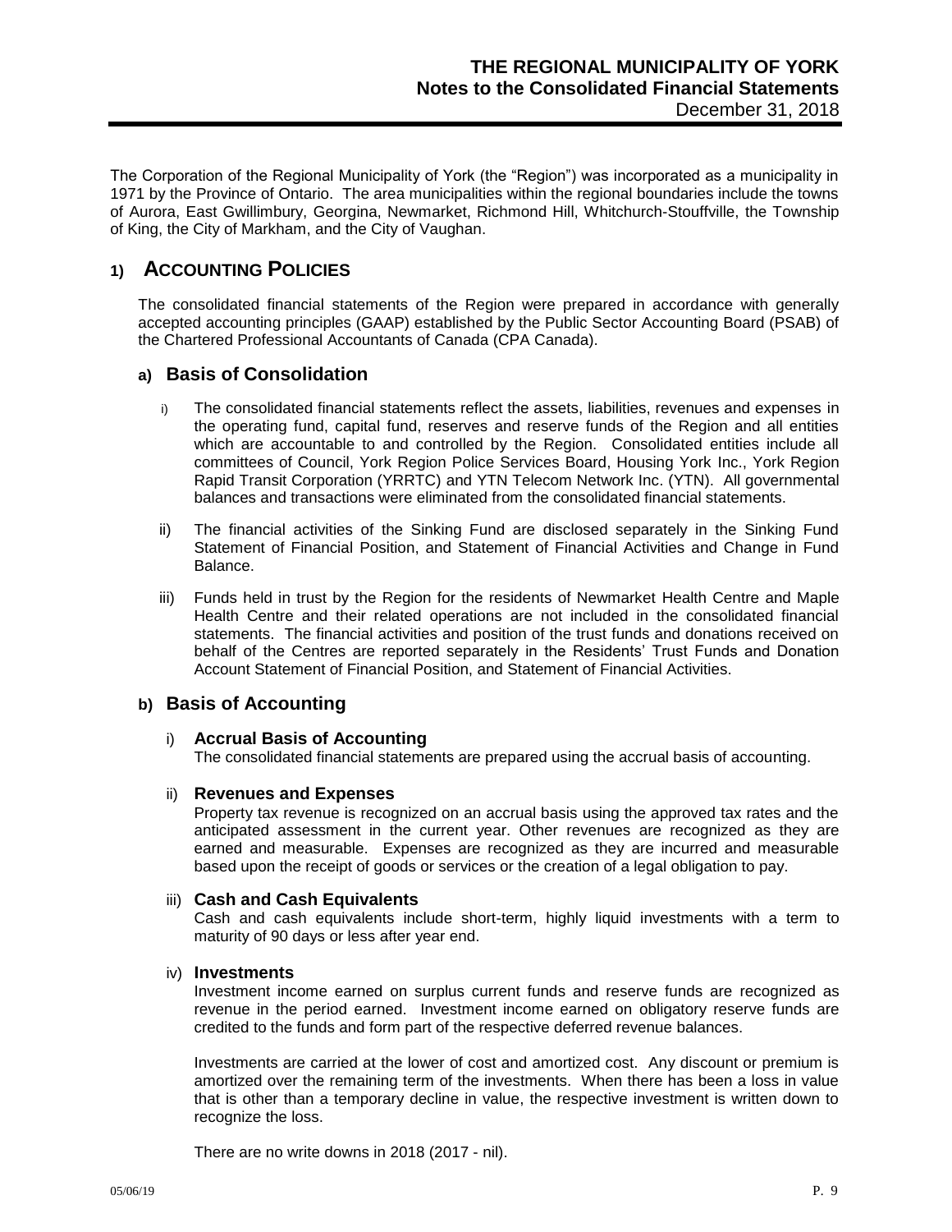The Corporation of the Regional Municipality of York (the "Region") was incorporated as a municipality in 1971 by the Province of Ontario. The area municipalities within the regional boundaries include the towns of Aurora, East Gwillimbury, Georgina, Newmarket, Richmond Hill, Whitchurch-Stouffville, the Township of King, the City of Markham, and the City of Vaughan.

# 1) Accounting Policies

The consolidated financial statements of the Region were prepared in accordance with generally accepted accounting principles (GAAP) established by the Public Sector Accounting Board (PSAB) of the Chartered Professional Accountants of Canada (CPA Canada).

## a) Basis of Consolidation

i) The consolidated financial statements reflect the assets, liabilities, revenues and expenses in the operating fund, capital fund, reserves and reserve funds of the Region and all entities which are accountable to and controlled by the Region. Consolidated entities include all committees of Council, York Region Police Services Board, Housing York Inc., York Region Rapid Transit Corporation (YRRTC) and YTN Telecom Network Inc. (YTN). All governmental balances and transactions were eliminated from the consolidated financial statements.

ii) The financial activities of the Sinking Fund are disclosed separately in the Sinking Fund Statement of Financial Position, and Statement of Financial Activities and Change in Fund Balance.

iii) Funds held in trust by the Region for the residents of Newmarket Health Centre and Maple Health Centre and their related operations are not included in the consolidated financial statements. The financial activities and position of the trust funds and donations received on behalf of the Centres are reported separately in the Residents' Trust Funds and Donation Account Statement of Financial Position, and Statement of Financial Activities.

## b) Basis of Accounting

### i) Accrual Basis of Accounting

The consolidated financial statements are prepared using the accrual basis of accounting.

### ii) Revenues and Expenses

Property tax revenue is recognized on an accrual basis using the approved tax rates and the anticipated assessment in the current year. Other revenues are recognized as they are earned and measurable. Expenses are recognized as they are incurred and measurable based upon the receipt of goods or services or the creation of a legal obligation to pay.

### iii) Cash and Cash Equivalents

Cash and cash equivalents include short-term, highly liquid investments with a term to maturity of 90 days or less after year end.

### iv) Investments

Investment income earned on surplus current funds and reserve funds are recognized as revenue in the period earned. Investment income earned on obligatory reserve funds are credited to the funds and form part of the respective deferred revenue balances.

Investments are carried at the lower of cost and amortized cost. Any discount or premium is amortized over the remaining term of the investments. When there has been a loss in value that is other than a temporary decline in value, the respective investment is written down to recognize the loss.

There are no write downs in 2018 (2017 - nil).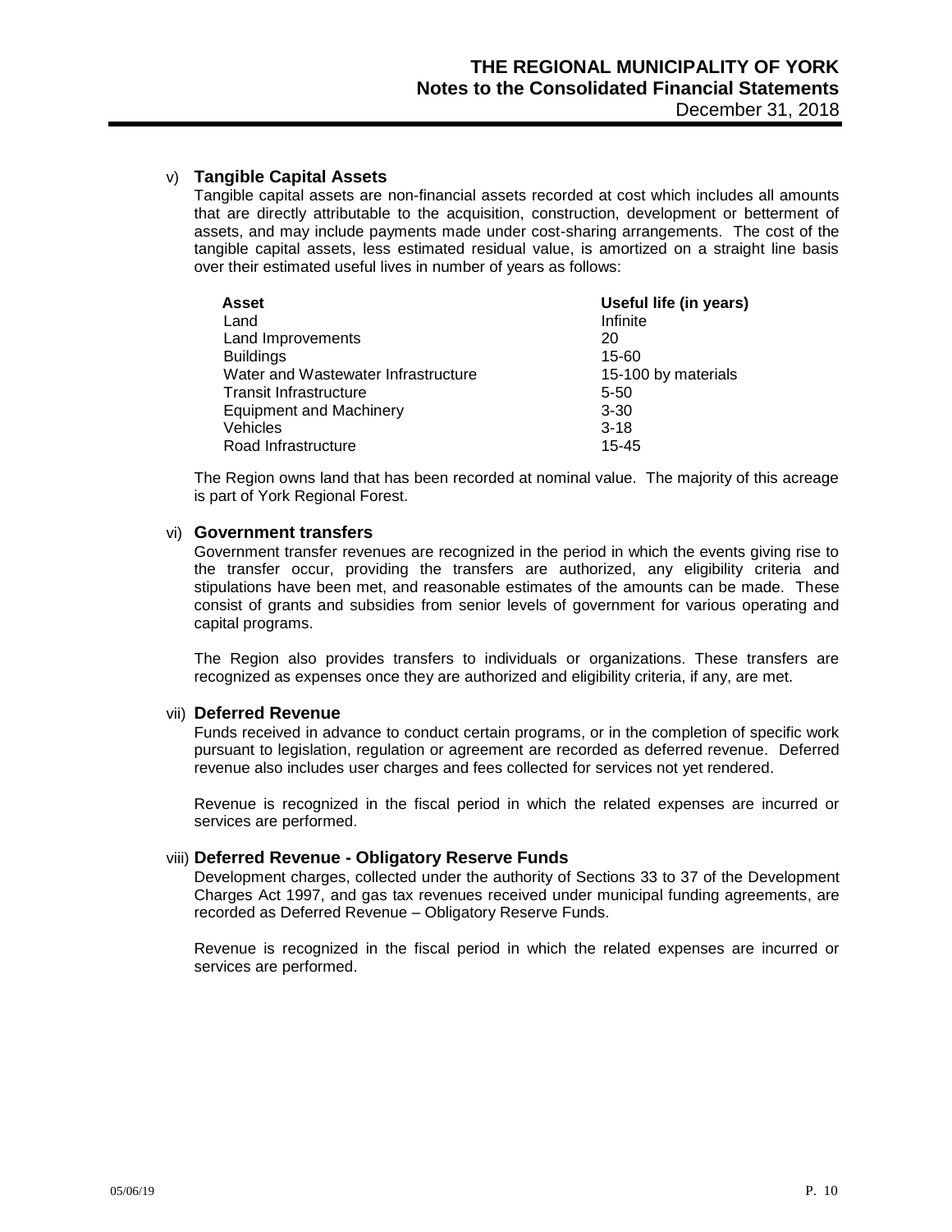v) **Tangible Capital Assets**

Tangible capital assets are non-financial assets recorded at cost which includes all amounts that are directly attributable to the acquisition, construction, development or betterment of assets, and may include payments made under cost-sharing arrangements. The cost of the tangible capital assets, less estimated residual value, is amortized on a straight line basis over their estimated useful lives in number of years as follows:

| **Asset** | **Useful life (in years)** |
|---|---|
| Land | Infinite |
| Land Improvements | 20 |
| Buildings | 15-60 |
| Water and Wastewater Infrastructure | 15-100 by materials |
| Transit Infrastructure | 5-50 |
| Equipment and Machinery | 3-30 |
| Vehicles | 3-18 |
| Road Infrastructure | 15-45 |

The Region owns land that has been recorded at nominal value. The majority of this acreage is part of York Regional Forest.

vi) **Government transfers**

Government transfer revenues are recognized in the period in which the events giving rise to the transfer occur, providing the transfers are authorized, any eligibility criteria and stipulations have been met, and reasonable estimates of the amounts can be made. These consist of grants and subsidies from senior levels of government for various operating and capital programs.

The Region also provides transfers to individuals or organizations. These transfers are recognized as expenses once they are authorized and eligibility criteria, if any, are met.

vii) **Deferred Revenue**

Funds received in advance to conduct certain programs, or in the completion of specific work pursuant to legislation, regulation or agreement are recorded as deferred revenue. Deferred revenue also includes user charges and fees collected for services not yet rendered.

Revenue is recognized in the fiscal period in which the related expenses are incurred or services are performed.

viii) **Deferred Revenue - Obligatory Reserve Funds**

Development charges, collected under the authority of Sections 33 to 37 of the Development Charges Act 1997, and gas tax revenues received under municipal funding agreements, are recorded as Deferred Revenue – Obligatory Reserve Funds.

Revenue is recognized in the fiscal period in which the related expenses are incurred or services are performed.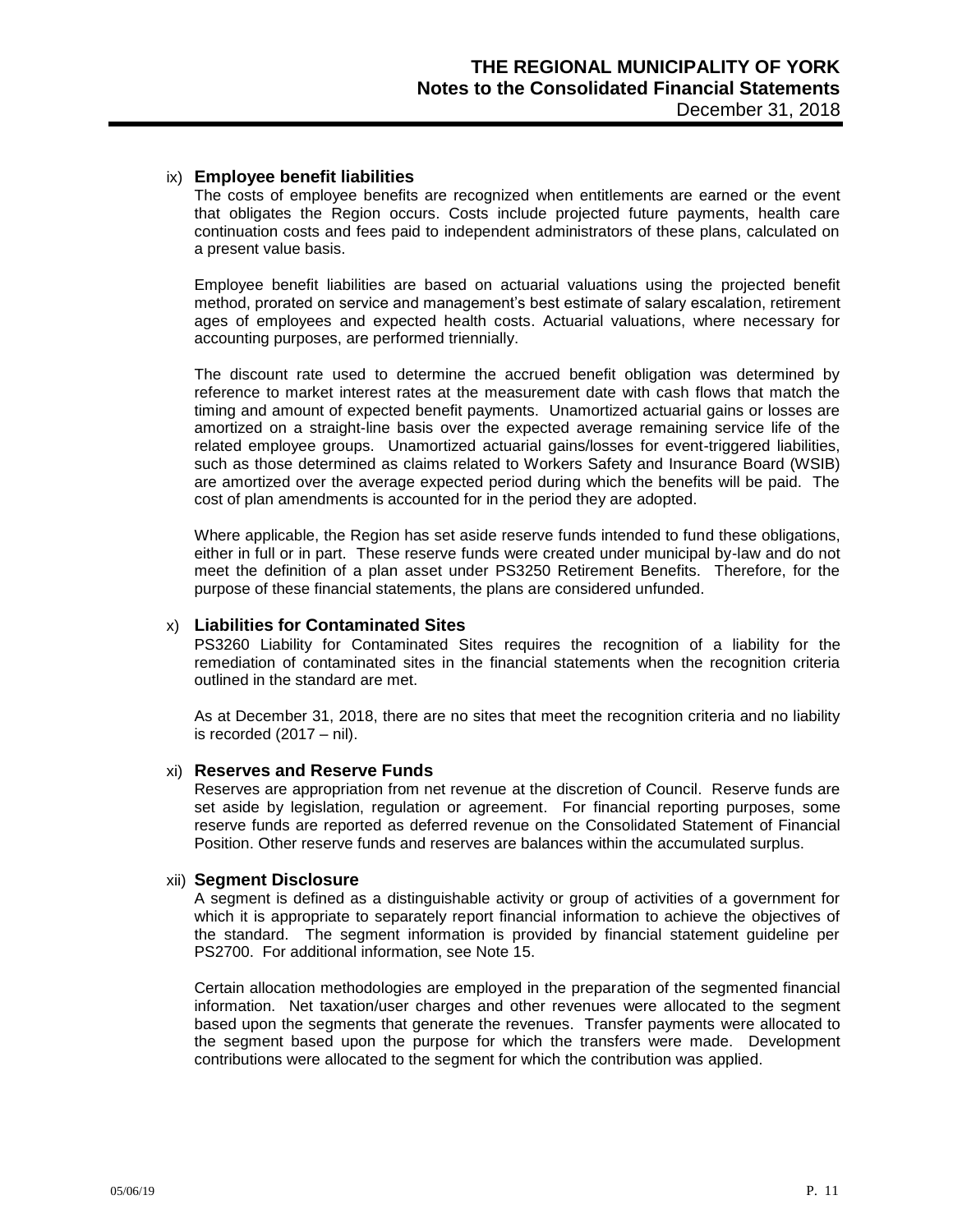ix) **Employee benefit liabilities**

The costs of employee benefits are recognized when entitlements are earned or the event that obligates the Region occurs. Costs include projected future payments, health care continuation costs and fees paid to independent administrators of these plans, calculated on a present value basis.

Employee benefit liabilities are based on actuarial valuations using the projected benefit method, prorated on service and management's best estimate of salary escalation, retirement ages of employees and expected health costs. Actuarial valuations, where necessary for accounting purposes, are performed triennially.

The discount rate used to determine the accrued benefit obligation was determined by reference to market interest rates at the measurement date with cash flows that match the timing and amount of expected benefit payments. Unamortized actuarial gains or losses are amortized on a straight-line basis over the expected average remaining service life of the related employee groups. Unamortized actuarial gains/losses for event-triggered liabilities, such as those determined as claims related to Workers Safety and Insurance Board (WSIB) are amortized over the average expected period during which the benefits will be paid. The cost of plan amendments is accounted for in the period they are adopted.

Where applicable, the Region has set aside reserve funds intended to fund these obligations, either in full or in part. These reserve funds were created under municipal by-law and do not meet the definition of a plan asset under PS3250 Retirement Benefits. Therefore, for the purpose of these financial statements, the plans are considered unfunded.

x) **Liabilities for Contaminated Sites**

PS3260 Liability for Contaminated Sites requires the recognition of a liability for the remediation of contaminated sites in the financial statements when the recognition criteria outlined in the standard are met.

As at December 31, 2018, there are no sites that meet the recognition criteria and no liability is recorded (2017 – nil).

xi) **Reserves and Reserve Funds**

Reserves are appropriation from net revenue at the discretion of Council. Reserve funds are set aside by legislation, regulation or agreement. For financial reporting purposes, some reserve funds are reported as deferred revenue on the Consolidated Statement of Financial Position. Other reserve funds and reserves are balances within the accumulated surplus.

xii) **Segment Disclosure**

A segment is defined as a distinguishable activity or group of activities of a government for which it is appropriate to separately report financial information to achieve the objectives of the standard. The segment information is provided by financial statement guideline per PS2700. For additional information, see Note 15.

Certain allocation methodologies are employed in the preparation of the segmented financial information. Net taxation/user charges and other revenues were allocated to the segment based upon the segments that generate the revenues. Transfer payments were allocated to the segment based upon the purpose for which the transfers were made. Development contributions were allocated to the segment for which the contribution was applied.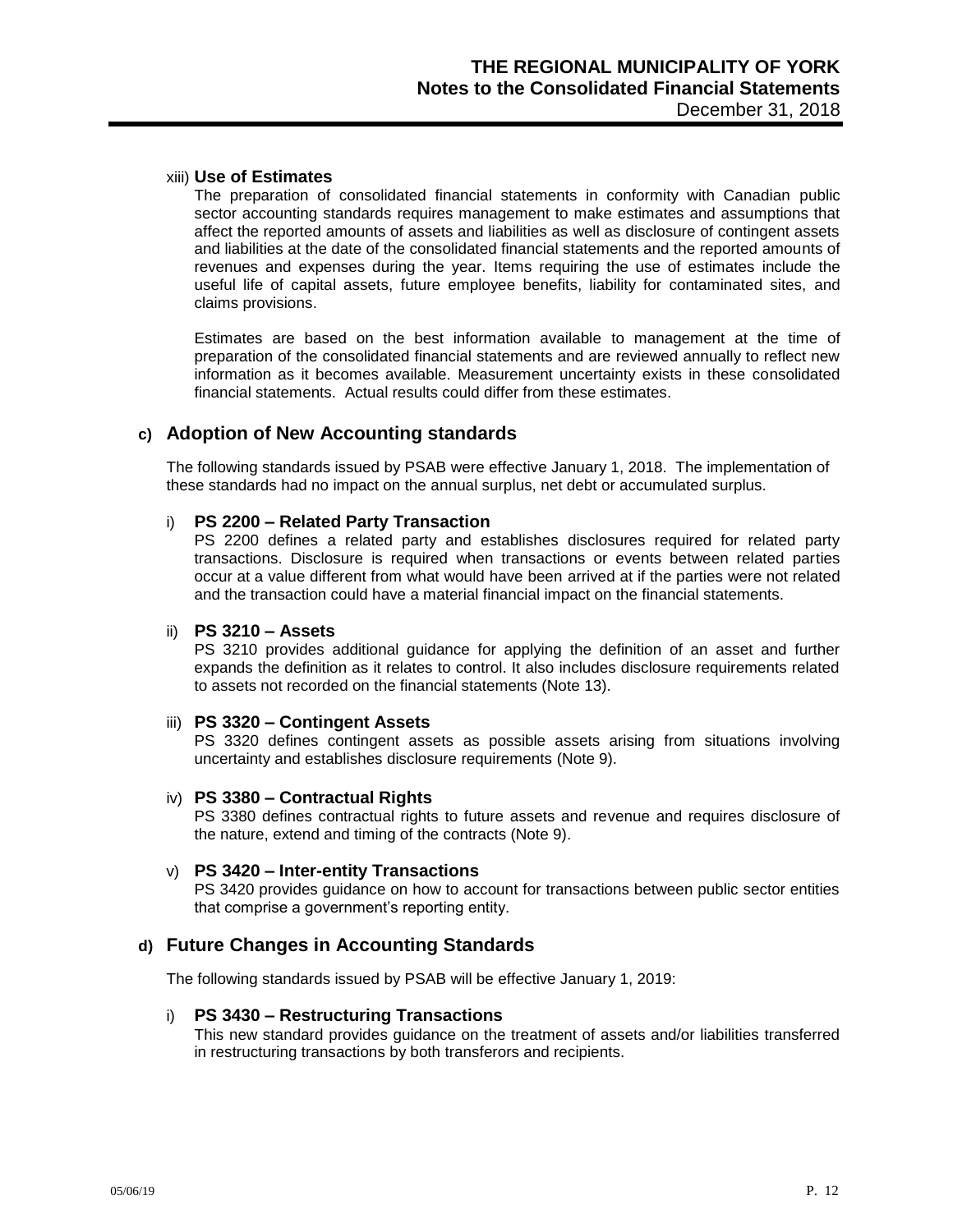xiii) **Use of Estimates**

The preparation of consolidated financial statements in conformity with Canadian public sector accounting standards requires management to make estimates and assumptions that affect the reported amounts of assets and liabilities as well as disclosure of contingent assets and liabilities at the date of the consolidated financial statements and the reported amounts of revenues and expenses during the year. Items requiring the use of estimates include the useful life of capital assets, future employee benefits, liability for contaminated sites, and claims provisions.

Estimates are based on the best information available to management at the time of preparation of the consolidated financial statements and are reviewed annually to reflect new information as it becomes available. Measurement uncertainty exists in these consolidated financial statements. Actual results could differ from these estimates.

## c) Adoption of New Accounting standards

The following standards issued by PSAB were effective January 1, 2018. The implementation of these standards had no impact on the annual surplus, net debt or accumulated surplus.

i) **PS 2200 – Related Party Transaction**

PS 2200 defines a related party and establishes disclosures required for related party transactions. Disclosure is required when transactions or events between related parties occur at a value different from what would have been arrived at if the parties were not related and the transaction could have a material financial impact on the financial statements.

ii) **PS 3210 – Assets**

PS 3210 provides additional guidance for applying the definition of an asset and further expands the definition as it relates to control. It also includes disclosure requirements related to assets not recorded on the financial statements (Note 13).

iii) **PS 3320 – Contingent Assets**

PS 3320 defines contingent assets as possible assets arising from situations involving uncertainty and establishes disclosure requirements (Note 9).

iv) **PS 3380 – Contractual Rights**

PS 3380 defines contractual rights to future assets and revenue and requires disclosure of the nature, extend and timing of the contracts (Note 9).

v) **PS 3420 – Inter-entity Transactions**

PS 3420 provides guidance on how to account for transactions between public sector entities that comprise a government's reporting entity.

## d) Future Changes in Accounting Standards

The following standards issued by PSAB will be effective January 1, 2019:

i) **PS 3430 – Restructuring Transactions**

This new standard provides guidance on the treatment of assets and/or liabilities transferred in restructuring transactions by both transferors and recipients.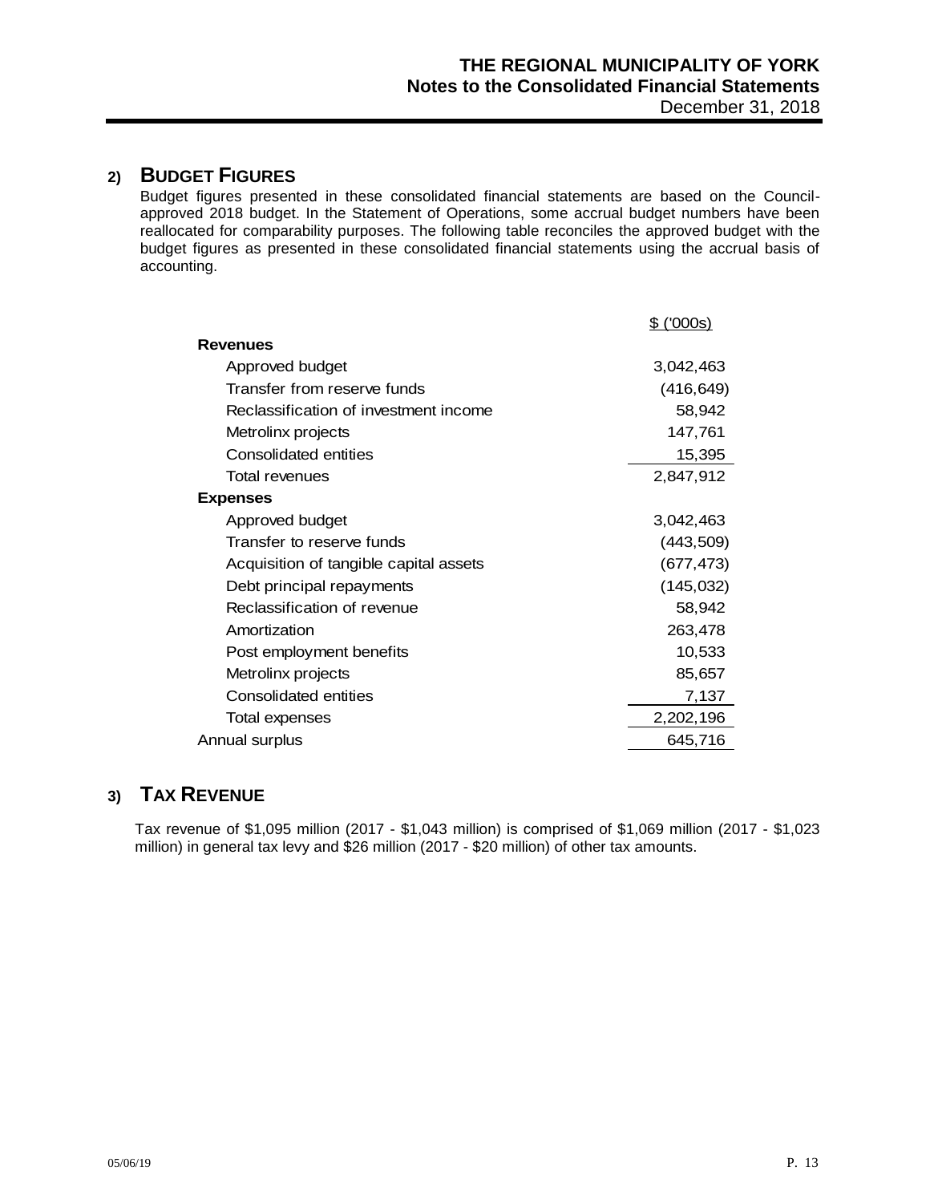## 2) BUDGET FIGURES

Budget figures presented in these consolidated financial statements are based on the Council-approved 2018 budget. In the Statement of Operations, some accrual budget numbers have been reallocated for comparability purposes. The following table reconciles the approved budget with the budget figures as presented in these consolidated financial statements using the accrual basis of accounting.

| | $ ('000s) |
|---|---|
| **Revenues** | |
| Approved budget | 3,042,463 |
| Transfer from reserve funds | (416,649) |
| Reclassification of investment income | 58,942 |
| Metrolinx projects | 147,761 |
| Consolidated entities | 15,395 |
| Total revenues | 2,847,912 |
| **Expenses** | |
| Approved budget | 3,042,463 |
| Transfer to reserve funds | (443,509) |
| Acquisition of tangible capital assets | (677,473) |
| Debt principal repayments | (145,032) |
| Reclassification of revenue | 58,942 |
| Amortization | 263,478 |
| Post employment benefits | 10,533 |
| Metrolinx projects | 85,657 |
| Consolidated entities | 7,137 |
| Total expenses | 2,202,196 |
| Annual surplus | 645,716 |

## 3) TAX REVENUE

Tax revenue of $1,095 million (2017 - $1,043 million) is comprised of $1,069 million (2017 - $1,023 million) in general tax levy and $26 million (2017 - $20 million) of other tax amounts.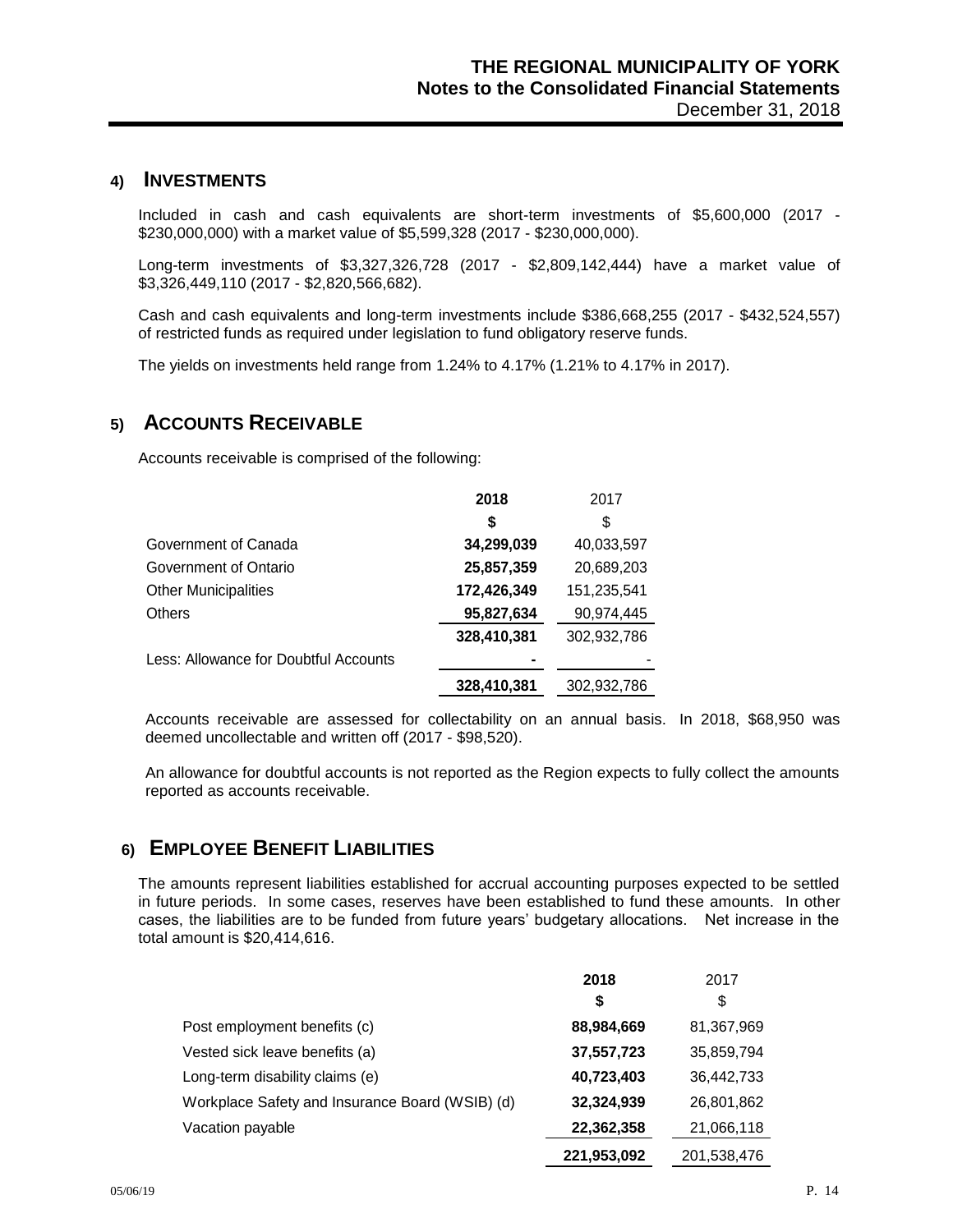## 4) INVESTMENTS

Included in cash and cash equivalents are short-term investments of $5,600,000 (2017 - $230,000,000) with a market value of $5,599,328 (2017 - $230,000,000).

Long-term investments of $3,327,326,728 (2017 - $2,809,142,444) have a market value of $3,326,449,110 (2017 - $2,820,566,682).

Cash and cash equivalents and long-term investments include $386,668,255 (2017 - $432,524,557) of restricted funds as required under legislation to fund obligatory reserve funds.

The yields on investments held range from 1.24% to 4.17% (1.21% to 4.17% in 2017).

## 5) ACCOUNTS RECEIVABLE

Accounts receivable is comprised of the following:

| | **2018** | 2017 |
|---|---|---|
| | **$** | $ |
| Government of Canada | **34,299,039** | 40,033,597 |
| Government of Ontario | **25,857,359** | 20,689,203 |
| Other Municipalities | **172,426,349** | 151,235,541 |
| Others | **95,827,634** | 90,974,445 |
| | **328,410,381** | 302,932,786 |
| Less: Allowance for Doubtful Accounts | **-** | - |
| | **328,410,381** | 302,932,786 |

Accounts receivable are assessed for collectability on an annual basis. In 2018, $68,950 was deemed uncollectable and written off (2017 - $98,520).

An allowance for doubtful accounts is not reported as the Region expects to fully collect the amounts reported as accounts receivable.

## 6) EMPLOYEE BENEFIT LIABILITIES

The amounts represent liabilities established for accrual accounting purposes expected to be settled in future periods. In some cases, reserves have been established to fund these amounts. In other cases, the liabilities are to be funded from future years' budgetary allocations. Net increase in the total amount is $20,414,616.

| | **2018** | 2017 |
|---|---|---|
| | **$** | $ |
| Post employment benefits (c) | **88,984,669** | 81,367,969 |
| Vested sick leave benefits (a) | **37,557,723** | 35,859,794 |
| Long-term disability claims (e) | **40,723,403** | 36,442,733 |
| Workplace Safety and Insurance Board (WSIB) (d) | **32,324,939** | 26,801,862 |
| Vacation payable | **22,362,358** | 21,066,118 |
| | **221,953,092** | 201,538,476 |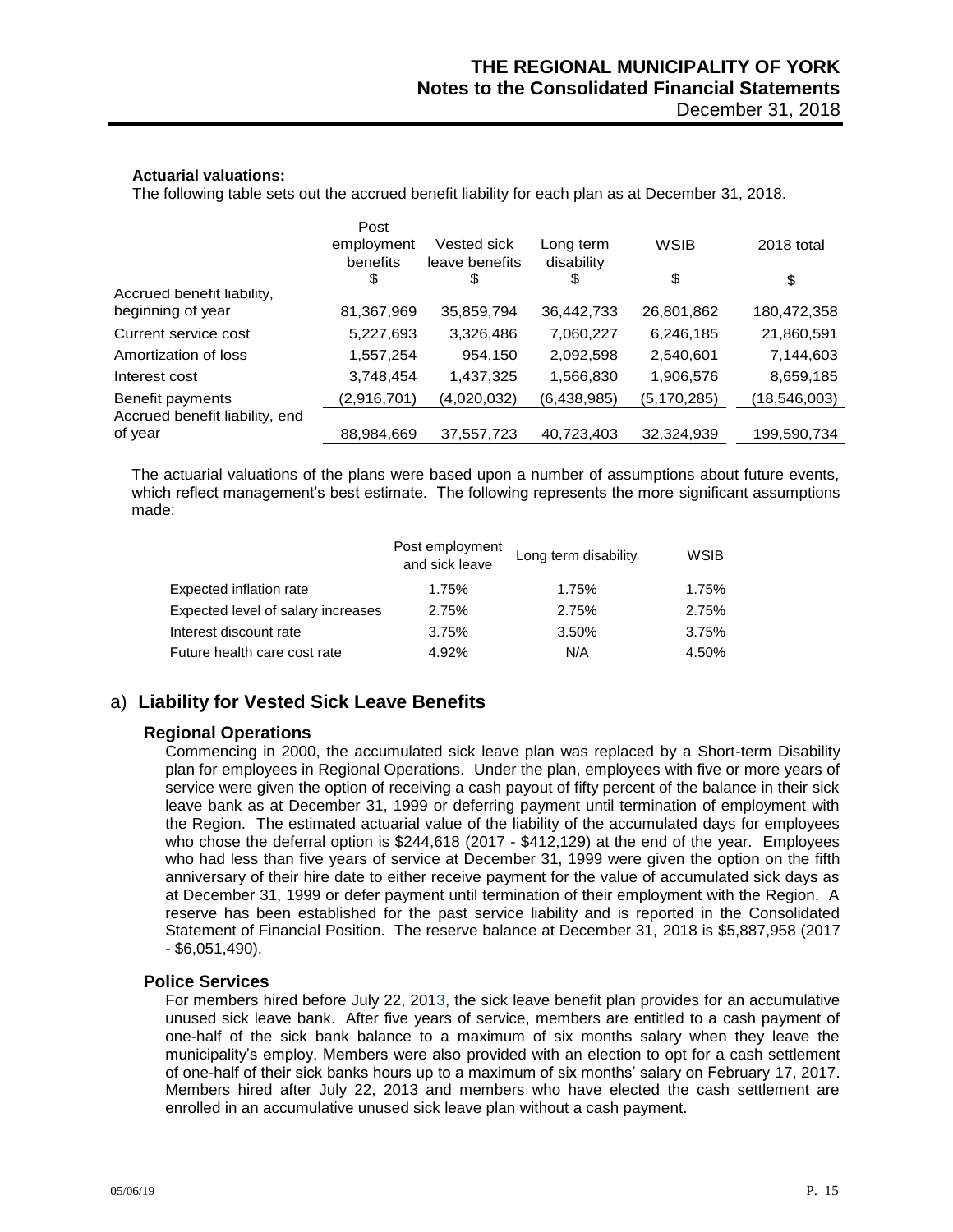**Actuarial valuations:**

The following table sets out the accrued benefit liability for each plan as at December 31, 2018.

| | Post employment benefits | Vested sick leave benefits | Long term disability | WSIB | 2018 total |
|---|---|---|---|---|---|
| | $ | $ | $ | $ | $ |
| Accrued benefit liability, beginning of year | 81,367,969 | 35,859,794 | 36,442,733 | 26,801,862 | 180,472,358 |
| Current service cost | 5,227,693 | 3,326,486 | 7,060,227 | 6,246,185 | 21,860,591 |
| Amortization of loss | 1,557,254 | 954,150 | 2,092,598 | 2,540,601 | 7,144,603 |
| Interest cost | 3,748,454 | 1,437,325 | 1,566,830 | 1,906,576 | 8,659,185 |
| Benefit payments | (2,916,701) | (4,020,032) | (6,438,985) | (5,170,285) | (18,546,003) |
| Accrued benefit liability, end of year | 88,984,669 | 37,557,723 | 40,723,403 | 32,324,939 | 199,590,734 |

The actuarial valuations of the plans were based upon a number of assumptions about future events, which reflect management's best estimate. The following represents the more significant assumptions made:

| | Post employment and sick leave | Long term disability | WSIB |
|---|---|---|---|
| Expected inflation rate | 1.75% | 1.75% | 1.75% |
| Expected level of salary increases | 2.75% | 2.75% | 2.75% |
| Interest discount rate | 3.75% | 3.50% | 3.75% |
| Future health care cost rate | 4.92% | N/A | 4.50% |

## a) Liability for Vested Sick Leave Benefits

### Regional Operations

Commencing in 2000, the accumulated sick leave plan was replaced by a Short-term Disability plan for employees in Regional Operations. Under the plan, employees with five or more years of service were given the option of receiving a cash payout of fifty percent of the balance in their sick leave bank as at December 31, 1999 or deferring payment until termination of employment with the Region. The estimated actuarial value of the liability of the accumulated days for employees who chose the deferral option is $244,618 (2017 - $412,129) at the end of the year. Employees who had less than five years of service at December 31, 1999 were given the option on the fifth anniversary of their hire date to either receive payment for the value of accumulated sick days as at December 31, 1999 or defer payment until termination of their employment with the Region. A reserve has been established for the past service liability and is reported in the Consolidated Statement of Financial Position. The reserve balance at December 31, 2018 is $5,887,958 (2017 - $6,051,490).

### Police Services

For members hired before July 22, 2013, the sick leave benefit plan provides for an accumulative unused sick leave bank. After five years of service, members are entitled to a cash payment of one-half of the sick bank balance to a maximum of six months salary when they leave the municipality's employ. Members were also provided with an election to opt for a cash settlement of one-half of their sick banks hours up to a maximum of six months' salary on February 17, 2017. Members hired after July 22, 2013 and members who have elected the cash settlement are enrolled in an accumulative unused sick leave plan without a cash payment.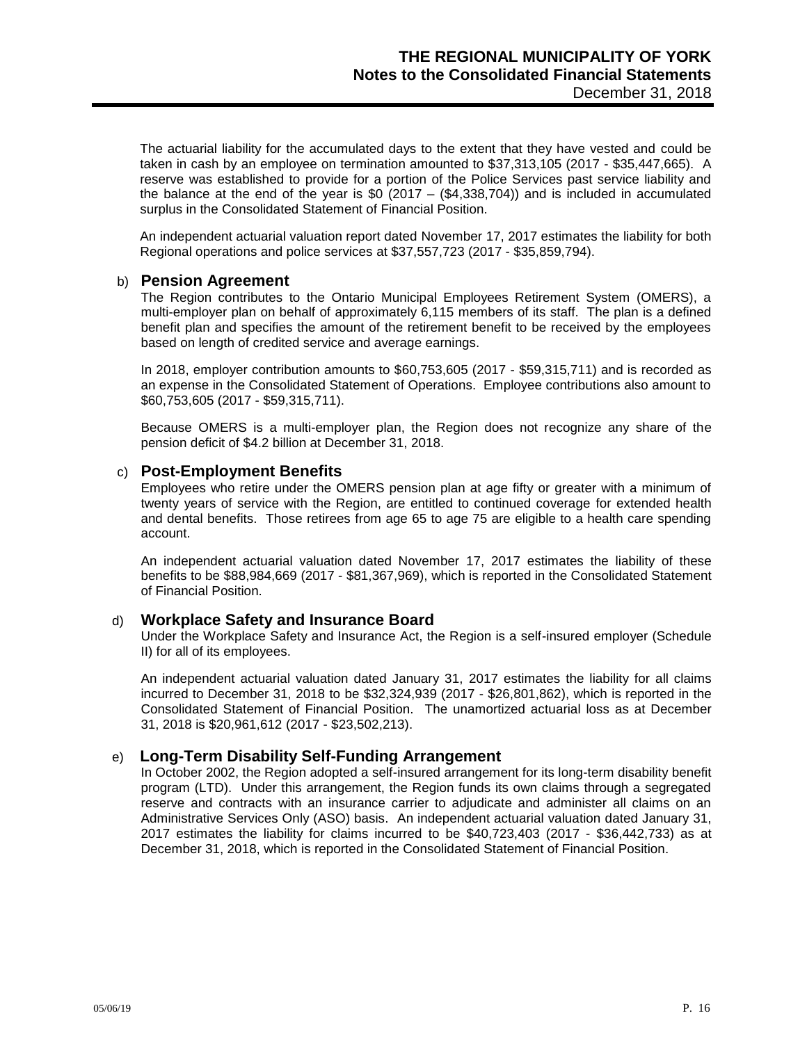The actuarial liability for the accumulated days to the extent that they have vested and could be taken in cash by an employee on termination amounted to $37,313,105 (2017 - $35,447,665). A reserve was established to provide for a portion of the Police Services past service liability and the balance at the end of the year is $0 (2017 – ($4,338,704)) and is included in accumulated surplus in the Consolidated Statement of Financial Position.

An independent actuarial valuation report dated November 17, 2017 estimates the liability for both Regional operations and police services at $37,557,723 (2017 - $35,859,794).

### b) Pension Agreement

The Region contributes to the Ontario Municipal Employees Retirement System (OMERS), a multi-employer plan on behalf of approximately 6,115 members of its staff. The plan is a defined benefit plan and specifies the amount of the retirement benefit to be received by the employees based on length of credited service and average earnings.

In 2018, employer contribution amounts to $60,753,605 (2017 - $59,315,711) and is recorded as an expense in the Consolidated Statement of Operations. Employee contributions also amount to $60,753,605 (2017 - $59,315,711).

Because OMERS is a multi-employer plan, the Region does not recognize any share of the pension deficit of $4.2 billion at December 31, 2018.

### c) Post-Employment Benefits

Employees who retire under the OMERS pension plan at age fifty or greater with a minimum of twenty years of service with the Region, are entitled to continued coverage for extended health and dental benefits. Those retirees from age 65 to age 75 are eligible to a health care spending account.

An independent actuarial valuation dated November 17, 2017 estimates the liability of these benefits to be $88,984,669 (2017 - $81,367,969), which is reported in the Consolidated Statement of Financial Position.

### d) Workplace Safety and Insurance Board

Under the Workplace Safety and Insurance Act, the Region is a self-insured employer (Schedule II) for all of its employees.

An independent actuarial valuation dated January 31, 2017 estimates the liability for all claims incurred to December 31, 2018 to be $32,324,939 (2017 - $26,801,862), which is reported in the Consolidated Statement of Financial Position. The unamortized actuarial loss as at December 31, 2018 is $20,961,612 (2017 - $23,502,213).

### e) Long-Term Disability Self-Funding Arrangement

In October 2002, the Region adopted a self-insured arrangement for its long-term disability benefit program (LTD). Under this arrangement, the Region funds its own claims through a segregated reserve and contracts with an insurance carrier to adjudicate and administer all claims on an Administrative Services Only (ASO) basis. An independent actuarial valuation dated January 31, 2017 estimates the liability for claims incurred to be $40,723,403 (2017 - $36,442,733) as at December 31, 2018, which is reported in the Consolidated Statement of Financial Position.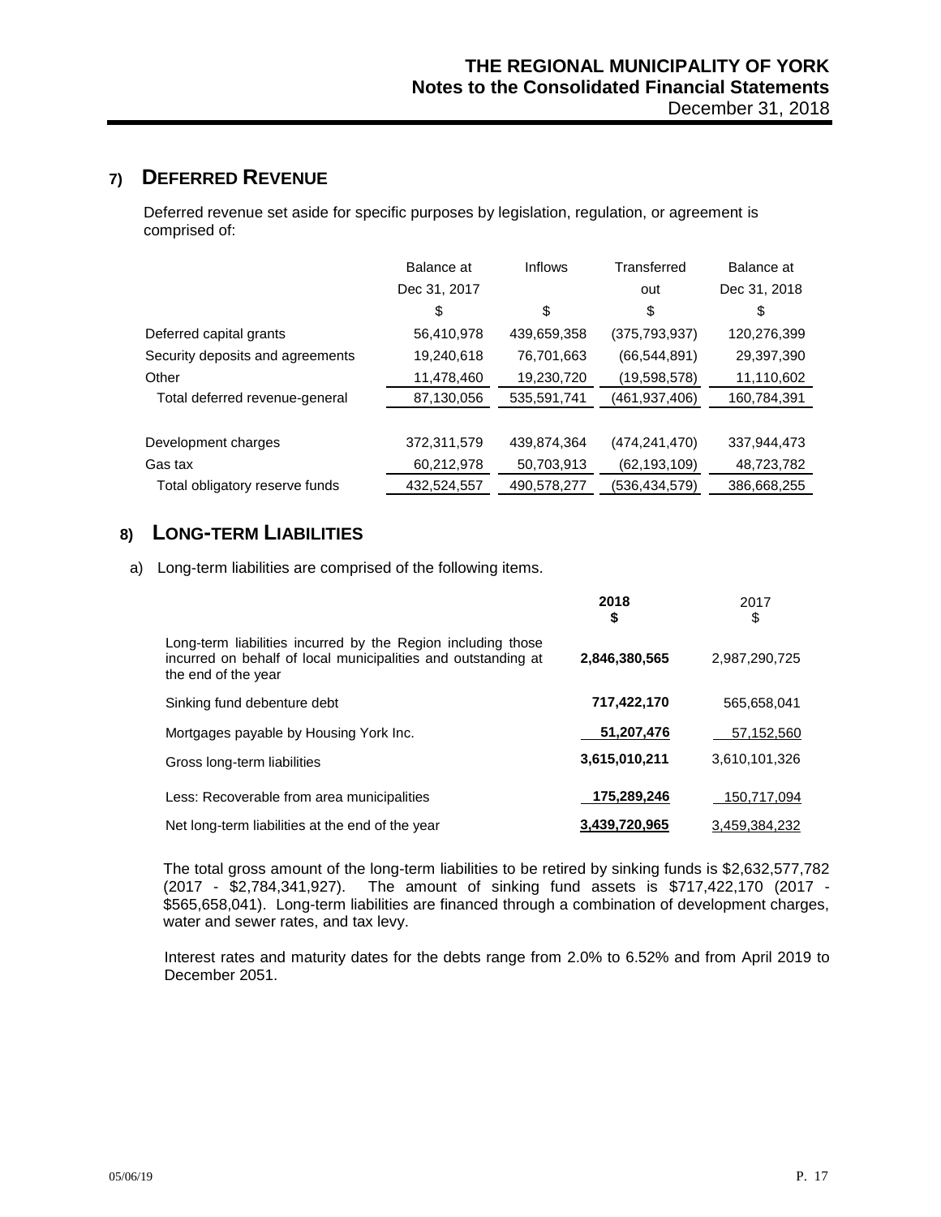## 7) DEFERRED REVENUE

Deferred revenue set aside for specific purposes by legislation, regulation, or agreement is comprised of:

| | Balance at Dec 31, 2017 | Inflows | Transferred out | Balance at Dec 31, 2018 |
|---|---|---|---|---|
| | $ | $ | $ | $ |
| Deferred capital grants | 56,410,978 | 439,659,358 | (375,793,937) | 120,276,399 |
| Security deposits and agreements | 19,240,618 | 76,701,663 | (66,544,891) | 29,397,390 |
| Other | 11,478,460 | 19,230,720 | (19,598,578) | 11,110,602 |
| Total deferred revenue-general | 87,130,056 | 535,591,741 | (461,937,406) | 160,784,391 |
| | | | | |
| Development charges | 372,311,579 | 439,874,364 | (474,241,470) | 337,944,473 |
| Gas tax | 60,212,978 | 50,703,913 | (62,193,109) | 48,723,782 |
| Total obligatory reserve funds | 432,524,557 | 490,578,277 | (536,434,579) | 386,668,255 |

## 8) LONG-TERM LIABILITIES

a) Long-term liabilities are comprised of the following items.

| | **2018** **$** | 2017 $ |
|---|---|---|
| Long-term liabilities incurred by the Region including those incurred on behalf of local municipalities and outstanding at the end of the year | **2,846,380,565** | 2,987,290,725 |
| Sinking fund debenture debt | **717,422,170** | 565,658,041 |
| Mortgages payable by Housing York Inc. | **51,207,476** | 57,152,560 |
| Gross long-term liabilities | **3,615,010,211** | 3,610,101,326 |
| Less: Recoverable from area municipalities | **175,289,246** | 150,717,094 |
| Net long-term liabilities at the end of the year | **3,439,720,965** | 3,459,384,232 |

The total gross amount of the long-term liabilities to be retired by sinking funds is $2,632,577,782 (2017 - $2,784,341,927). The amount of sinking fund assets is $717,422,170 (2017 - $565,658,041). Long-term liabilities are financed through a combination of development charges, water and sewer rates, and tax levy.

Interest rates and maturity dates for the debts range from 2.0% to 6.52% and from April 2019 to December 2051.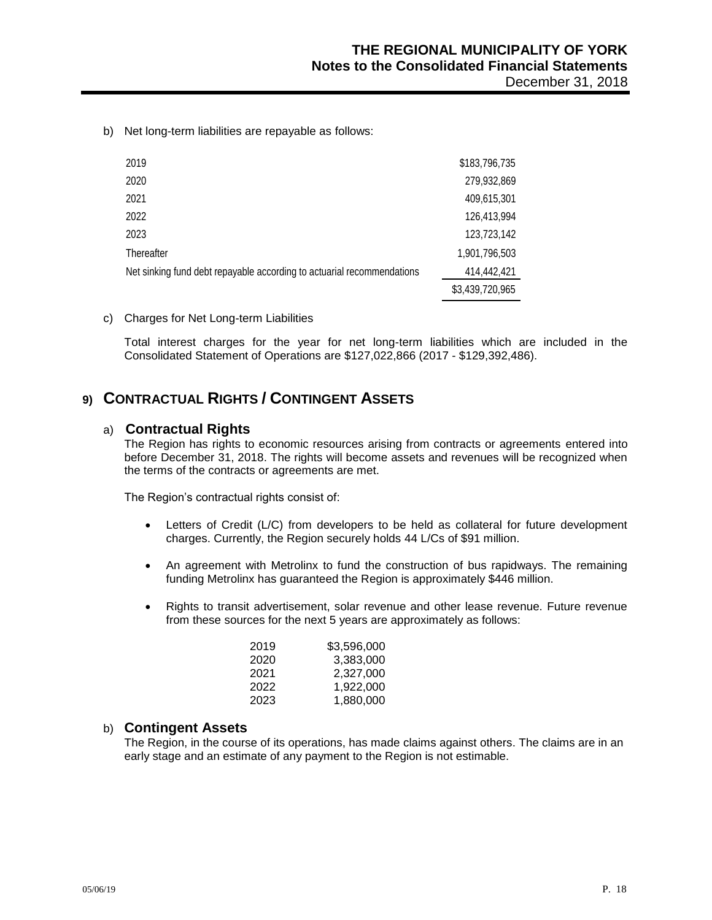b) Net long-term liabilities are repayable as follows:

| | |
|---|---|
| 2019 | $183,796,735 |
| 2020 | 279,932,869 |
| 2021 | 409,615,301 |
| 2022 | 126,413,994 |
| 2023 | 123,723,142 |
| Thereafter | 1,901,796,503 |
| Net sinking fund debt repayable according to actuarial recommendations | 414,442,421 |
| | $3,439,720,965 |

c) Charges for Net Long-term Liabilities

Total interest charges for the year for net long-term liabilities which are included in the Consolidated Statement of Operations are $127,022,866 (2017 - $129,392,486).

## 9) CONTRACTUAL RIGHTS / CONTINGENT ASSETS

### a) Contractual Rights

The Region has rights to economic resources arising from contracts or agreements entered into before December 31, 2018. The rights will become assets and revenues will be recognized when the terms of the contracts or agreements are met.

The Region's contractual rights consist of:

- Letters of Credit (L/C) from developers to be held as collateral for future development charges. Currently, the Region securely holds 44 L/Cs of $91 million.
- An agreement with Metrolinx to fund the construction of bus rapidways. The remaining funding Metrolinx has guaranteed the Region is approximately $446 million.
- Rights to transit advertisement, solar revenue and other lease revenue. Future revenue from these sources for the next 5 years are approximately as follows:

| | |
|---|---|
| 2019 | $3,596,000 |
| 2020 | 3,383,000 |
| 2021 | 2,327,000 |
| 2022 | 1,922,000 |
| 2023 | 1,880,000 |

### b) Contingent Assets

The Region, in the course of its operations, has made claims against others. The claims are in an early stage and an estimate of any payment to the Region is not estimable.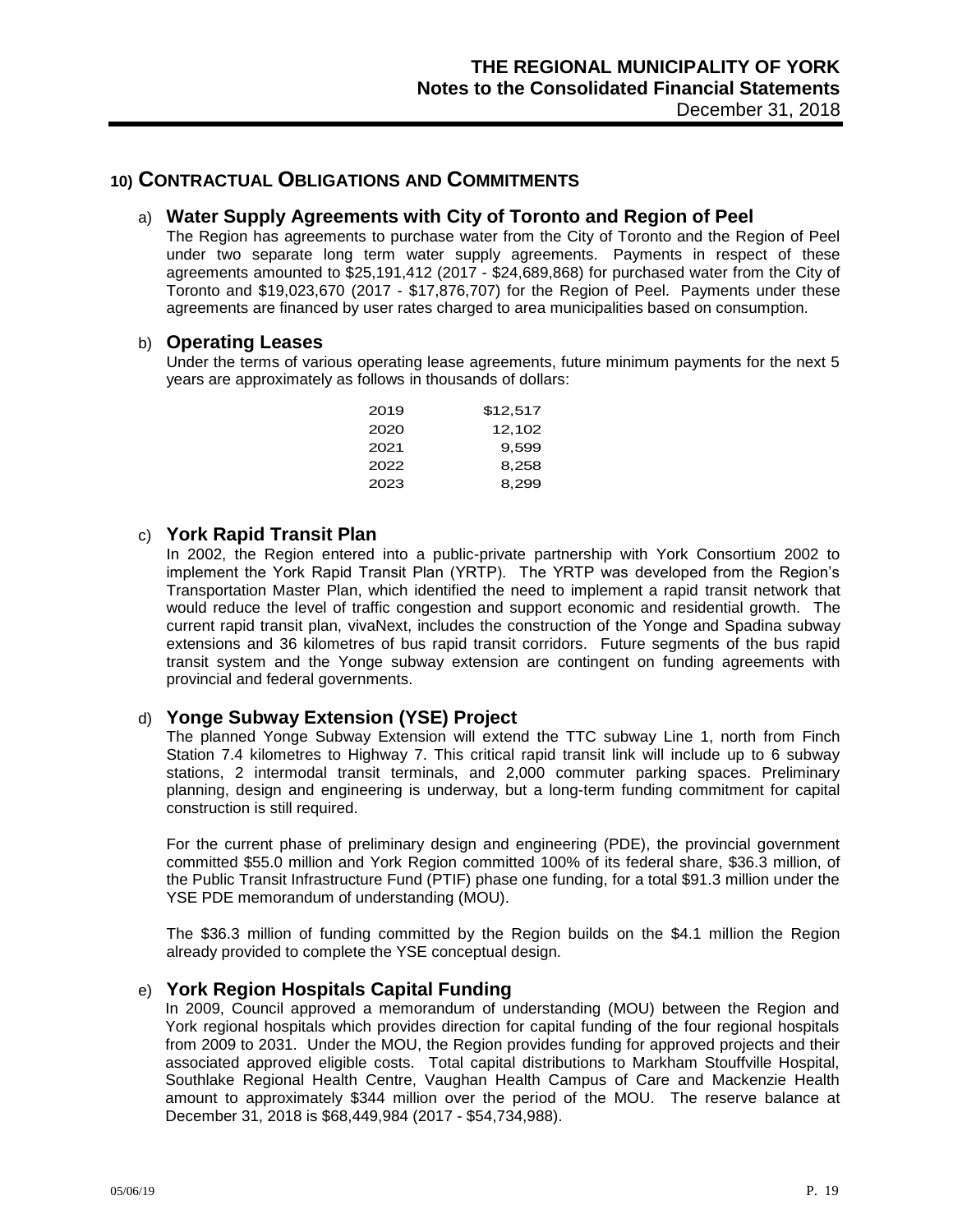## 10) CONTRACTUAL OBLIGATIONS AND COMMITMENTS

### a) Water Supply Agreements with City of Toronto and Region of Peel

The Region has agreements to purchase water from the City of Toronto and the Region of Peel under two separate long term water supply agreements. Payments in respect of these agreements amounted to $25,191,412 (2017 - $24,689,868) for purchased water from the City of Toronto and $19,023,670 (2017 - $17,876,707) for the Region of Peel. Payments under these agreements are financed by user rates charged to area municipalities based on consumption.

### b) Operating Leases

Under the terms of various operating lease agreements, future minimum payments for the next 5 years are approximately as follows in thousands of dollars:

| | |
|---|---|
| 2019 | $12,517 |
| 2020 | 12,102 |
| 2021 | 9,599 |
| 2022 | 8,258 |
| 2023 | 8,299 |

### c) York Rapid Transit Plan

In 2002, the Region entered into a public-private partnership with York Consortium 2002 to implement the York Rapid Transit Plan (YRTP). The YRTP was developed from the Region's Transportation Master Plan, which identified the need to implement a rapid transit network that would reduce the level of traffic congestion and support economic and residential growth. The current rapid transit plan, vivaNext, includes the construction of the Yonge and Spadina subway extensions and 36 kilometres of bus rapid transit corridors. Future segments of the bus rapid transit system and the Yonge subway extension are contingent on funding agreements with provincial and federal governments.

### d) Yonge Subway Extension (YSE) Project

The planned Yonge Subway Extension will extend the TTC subway Line 1, north from Finch Station 7.4 kilometres to Highway 7. This critical rapid transit link will include up to 6 subway stations, 2 intermodal transit terminals, and 2,000 commuter parking spaces. Preliminary planning, design and engineering is underway, but a long-term funding commitment for capital construction is still required.

For the current phase of preliminary design and engineering (PDE), the provincial government committed $55.0 million and York Region committed 100% of its federal share, $36.3 million, of the Public Transit Infrastructure Fund (PTIF) phase one funding, for a total $91.3 million under the YSE PDE memorandum of understanding (MOU).

The $36.3 million of funding committed by the Region builds on the $4.1 million the Region already provided to complete the YSE conceptual design.

### e) York Region Hospitals Capital Funding

In 2009, Council approved a memorandum of understanding (MOU) between the Region and York regional hospitals which provides direction for capital funding of the four regional hospitals from 2009 to 2031. Under the MOU, the Region provides funding for approved projects and their associated approved eligible costs. Total capital distributions to Markham Stouffville Hospital, Southlake Regional Health Centre, Vaughan Health Campus of Care and Mackenzie Health amount to approximately $344 million over the period of the MOU. The reserve balance at December 31, 2018 is $68,449,984 (2017 - $54,734,988).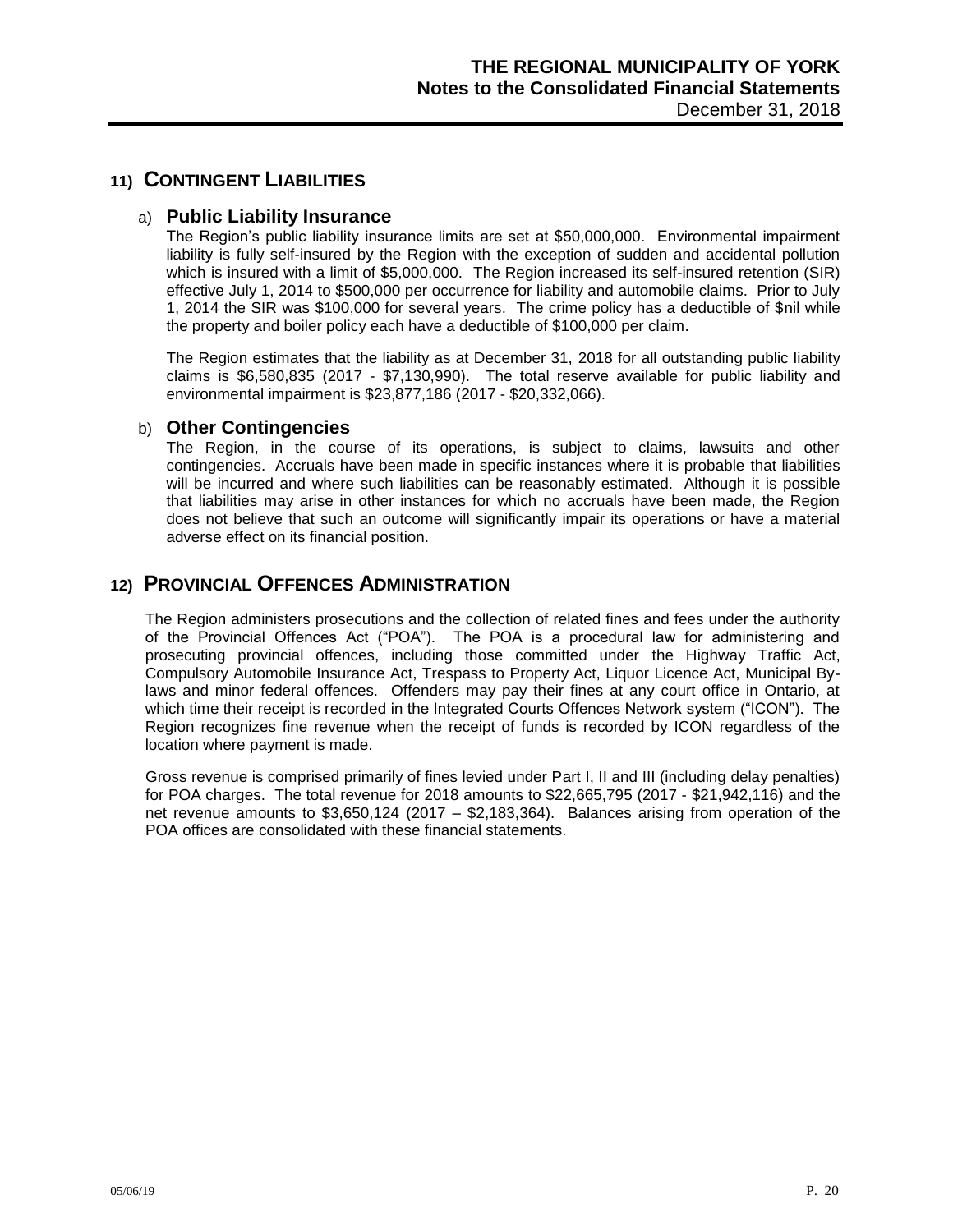## 11) CONTINGENT LIABILITIES

### a) Public Liability Insurance

The Region's public liability insurance limits are set at $50,000,000. Environmental impairment liability is fully self-insured by the Region with the exception of sudden and accidental pollution which is insured with a limit of $5,000,000. The Region increased its self-insured retention (SIR) effective July 1, 2014 to $500,000 per occurrence for liability and automobile claims. Prior to July 1, 2014 the SIR was $100,000 for several years. The crime policy has a deductible of $nil while the property and boiler policy each have a deductible of $100,000 per claim.

The Region estimates that the liability as at December 31, 2018 for all outstanding public liability claims is $6,580,835 (2017 - $7,130,990). The total reserve available for public liability and environmental impairment is $23,877,186 (2017 - $20,332,066).

### b) Other Contingencies

The Region, in the course of its operations, is subject to claims, lawsuits and other contingencies. Accruals have been made in specific instances where it is probable that liabilities will be incurred and where such liabilities can be reasonably estimated. Although it is possible that liabilities may arise in other instances for which no accruals have been made, the Region does not believe that such an outcome will significantly impair its operations or have a material adverse effect on its financial position.

## 12) PROVINCIAL OFFENCES ADMINISTRATION

The Region administers prosecutions and the collection of related fines and fees under the authority of the Provincial Offences Act ("POA"). The POA is a procedural law for administering and prosecuting provincial offences, including those committed under the Highway Traffic Act, Compulsory Automobile Insurance Act, Trespass to Property Act, Liquor Licence Act, Municipal By-laws and minor federal offences. Offenders may pay their fines at any court office in Ontario, at which time their receipt is recorded in the Integrated Courts Offences Network system ("ICON"). The Region recognizes fine revenue when the receipt of funds is recorded by ICON regardless of the location where payment is made.

Gross revenue is comprised primarily of fines levied under Part I, II and III (including delay penalties) for POA charges. The total revenue for 2018 amounts to $22,665,795 (2017 - $21,942,116) and the net revenue amounts to $3,650,124 (2017 – $2,183,364). Balances arising from operation of the POA offices are consolidated with these financial statements.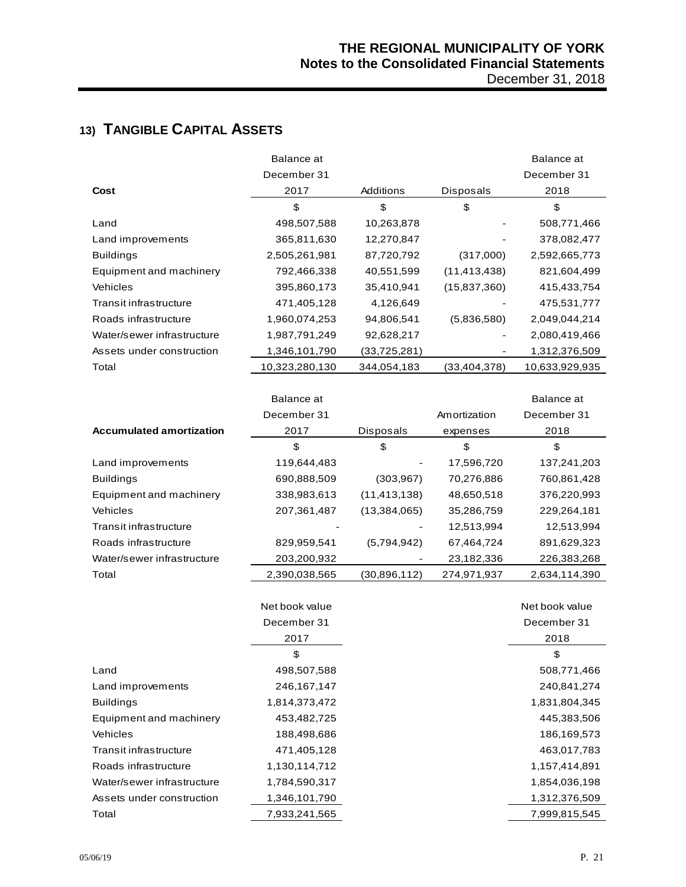## 13) TANGIBLE CAPITAL ASSETS

| Cost | Balance at December 31 2017 | Additions | Disposals | Balance at December 31 2018 |
|---|---|---|---|---|
| | $ | $ | $ | $ |
| Land | 498,507,588 | 10,263,878 | - | 508,771,466 |
| Land improvements | 365,811,630 | 12,270,847 | - | 378,082,477 |
| Buildings | 2,505,261,981 | 87,720,792 | (317,000) | 2,592,665,773 |
| Equipment and machinery | 792,466,338 | 40,551,599 | (11,413,438) | 821,604,499 |
| Vehicles | 395,860,173 | 35,410,941 | (15,837,360) | 415,433,754 |
| Transit infrastructure | 471,405,128 | 4,126,649 | - | 475,531,777 |
| Roads infrastructure | 1,960,074,253 | 94,806,541 | (5,836,580) | 2,049,044,214 |
| Water/sewer infrastructure | 1,987,791,249 | 92,628,217 | - | 2,080,419,466 |
| Assets under construction | 1,346,101,790 | (33,725,281) | - | 1,312,376,509 |
| Total | 10,323,280,130 | 344,054,183 | (33,404,378) | 10,633,929,935 |

| Accumulated amortization | Balance at December 31 2017 | Disposals | Amortization expenses | Balance at December 31 2018 |
|---|---|---|---|---|
| | $ | $ | $ | $ |
| Land improvements | 119,644,483 | - | 17,596,720 | 137,241,203 |
| Buildings | 690,888,509 | (303,967) | 70,276,886 | 760,861,428 |
| Equipment and machinery | 338,983,613 | (11,413,138) | 48,650,518 | 376,220,993 |
| Vehicles | 207,361,487 | (13,384,065) | 35,286,759 | 229,264,181 |
| Transit infrastructure | - | - | 12,513,994 | 12,513,994 |
| Roads infrastructure | 829,959,541 | (5,794,942) | 67,464,724 | 891,629,323 |
| Water/sewer infrastructure | 203,200,932 | - | 23,182,336 | 226,383,268 |
| Total | 2,390,038,565 | (30,896,112) | 274,971,937 | 2,634,114,390 |

| | Net book value December 31 2017 | Net book value December 31 2018 |
|---|---|---|
| | $ | $ |
| Land | 498,507,588 | 508,771,466 |
| Land improvements | 246,167,147 | 240,841,274 |
| Buildings | 1,814,373,472 | 1,831,804,345 |
| Equipment and machinery | 453,482,725 | 445,383,506 |
| Vehicles | 188,498,686 | 186,169,573 |
| Transit infrastructure | 471,405,128 | 463,017,783 |
| Roads infrastructure | 1,130,114,712 | 1,157,414,891 |
| Water/sewer infrastructure | 1,784,590,317 | 1,854,036,198 |
| Assets under construction | 1,346,101,790 | 1,312,376,509 |
| Total | 7,933,241,565 | 7,999,815,545 |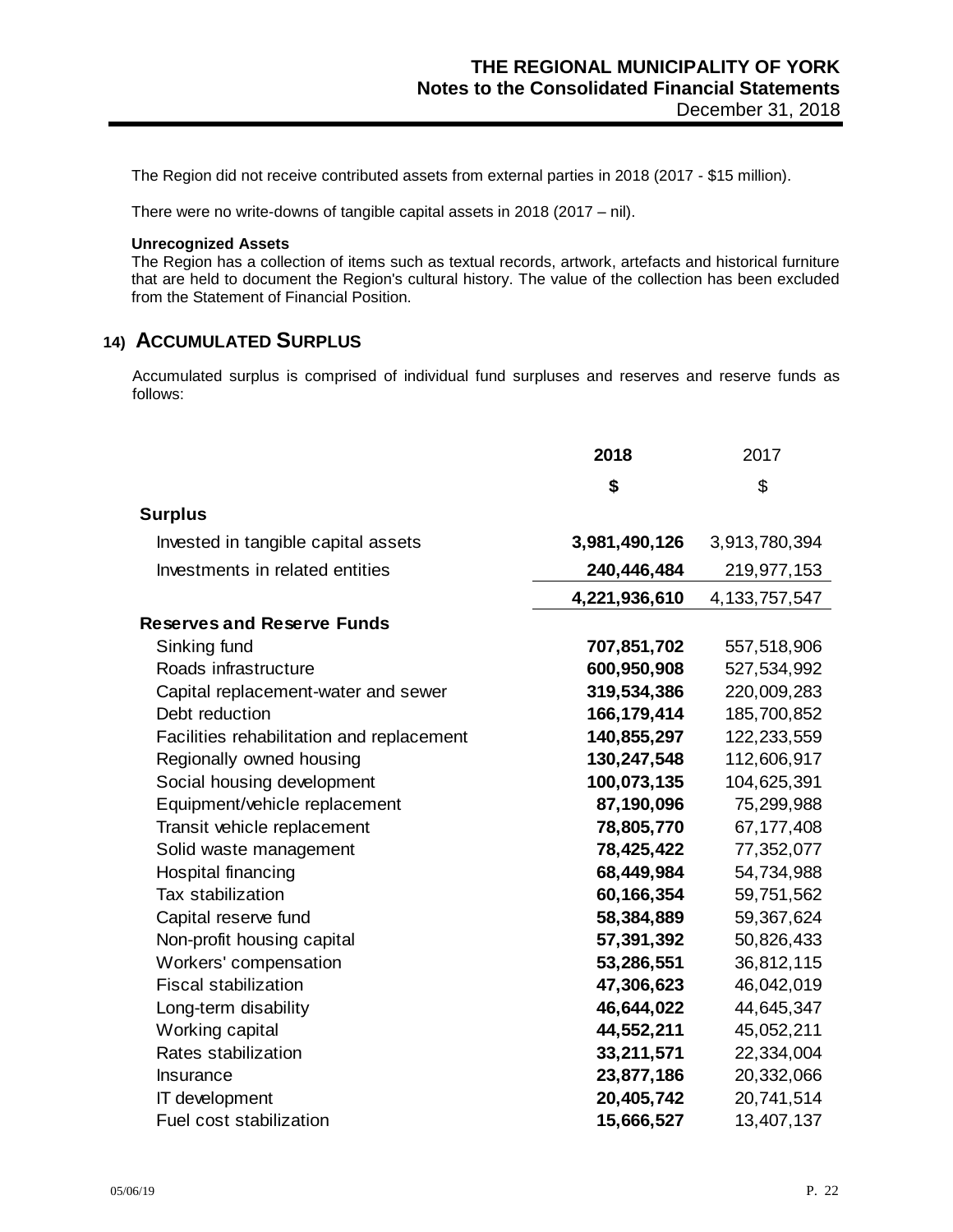The Region did not receive contributed assets from external parties in 2018 (2017 - $15 million).

There were no write-downs of tangible capital assets in 2018 (2017 – nil).

**Unrecognized Assets**

The Region has a collection of items such as textual records, artwork, artefacts and historical furniture that are held to document the Region's cultural history. The value of the collection has been excluded from the Statement of Financial Position.

## 14) ACCUMULATED SURPLUS

Accumulated surplus is comprised of individual fund surpluses and reserves and reserve funds as follows:

| | **2018** | 2017 |
|---|---|---|
| | **$** | $ |
| **Surplus** | | |
| Invested in tangible capital assets | **3,981,490,126** | 3,913,780,394 |
| Investments in related entities | **240,446,484** | 219,977,153 |
| | **4,221,936,610** | 4,133,757,547 |
| **Reserves and Reserve Funds** | | |
| Sinking fund | **707,851,702** | 557,518,906 |
| Roads infrastructure | **600,950,908** | 527,534,992 |
| Capital replacement-water and sewer | **319,534,386** | 220,009,283 |
| Debt reduction | **166,179,414** | 185,700,852 |
| Facilities rehabilitation and replacement | **140,855,297** | 122,233,559 |
| Regionally owned housing | **130,247,548** | 112,606,917 |
| Social housing development | **100,073,135** | 104,625,391 |
| Equipment/vehicle replacement | **87,190,096** | 75,299,988 |
| Transit vehicle replacement | **78,805,770** | 67,177,408 |
| Solid waste management | **78,425,422** | 77,352,077 |
| Hospital financing | **68,449,984** | 54,734,988 |
| Tax stabilization | **60,166,354** | 59,751,562 |
| Capital reserve fund | **58,384,889** | 59,367,624 |
| Non-profit housing capital | **57,391,392** | 50,826,433 |
| Workers' compensation | **53,286,551** | 36,812,115 |
| Fiscal stabilization | **47,306,623** | 46,042,019 |
| Long-term disability | **46,644,022** | 44,645,347 |
| Working capital | **44,552,211** | 45,052,211 |
| Rates stabilization | **33,211,571** | 22,334,004 |
| Insurance | **23,877,186** | 20,332,066 |
| IT development | **20,405,742** | 20,741,514 |
| Fuel cost stabilization | **15,666,527** | 13,407,137 |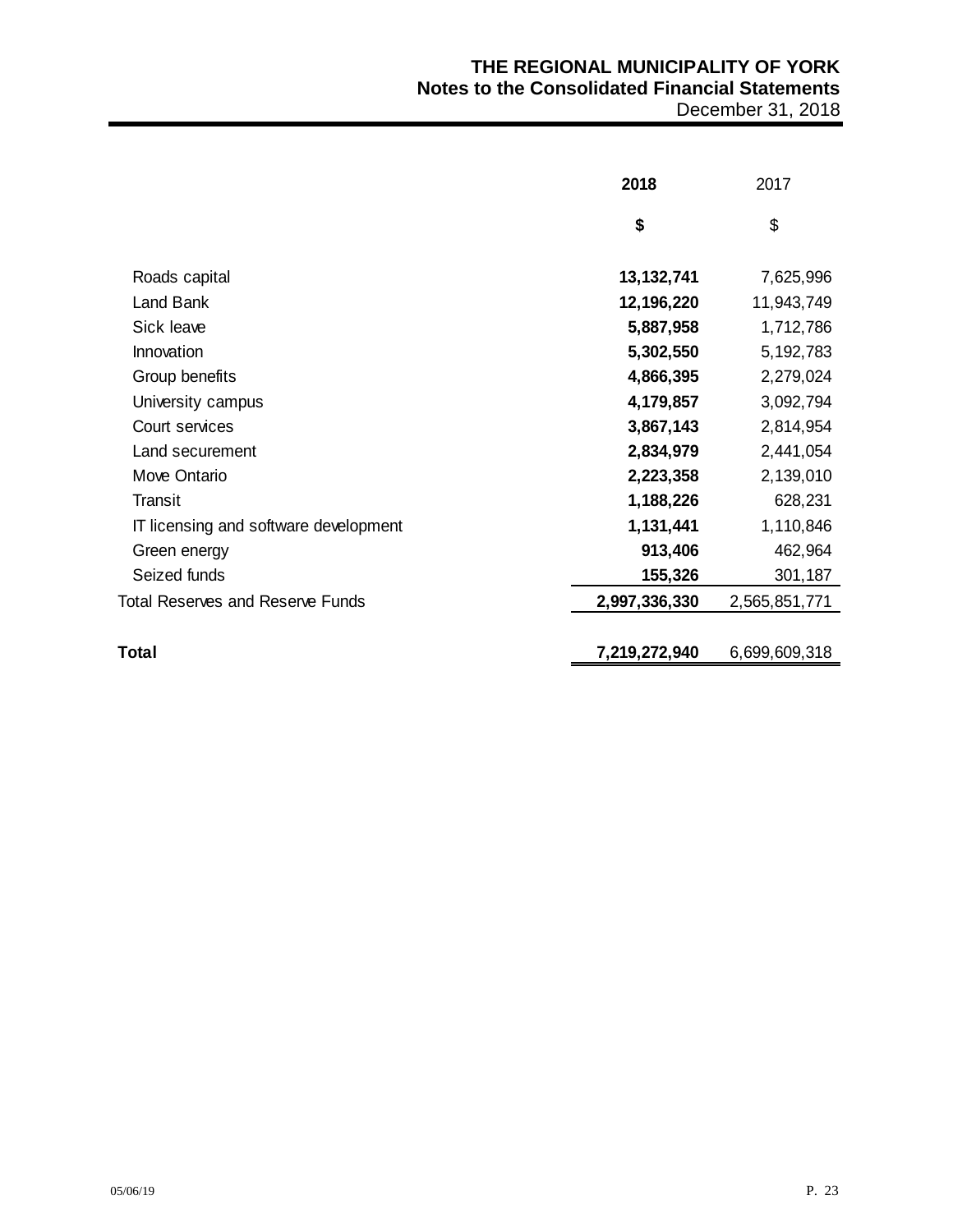| | **2018** | 2017 |
|---|---|---|
| | **$** | $ |
| Roads capital | **13,132,741** | 7,625,996 |
| Land Bank | **12,196,220** | 11,943,749 |
| Sick leave | **5,887,958** | 1,712,786 |
| Innovation | **5,302,550** | 5,192,783 |
| Group benefits | **4,866,395** | 2,279,024 |
| University campus | **4,179,857** | 3,092,794 |
| Court services | **3,867,143** | 2,814,954 |
| Land securement | **2,834,979** | 2,441,054 |
| Move Ontario | **2,223,358** | 2,139,010 |
| Transit | **1,188,226** | 628,231 |
| IT licensing and software development | **1,131,441** | 1,110,846 |
| Green energy | **913,406** | 462,964 |
| Seized funds | **155,326** | 301,187 |
| Total Reserves and Reserve Funds | **2,997,336,330** | 2,565,851,771 |
| **Total** | **7,219,272,940** | 6,699,609,318 |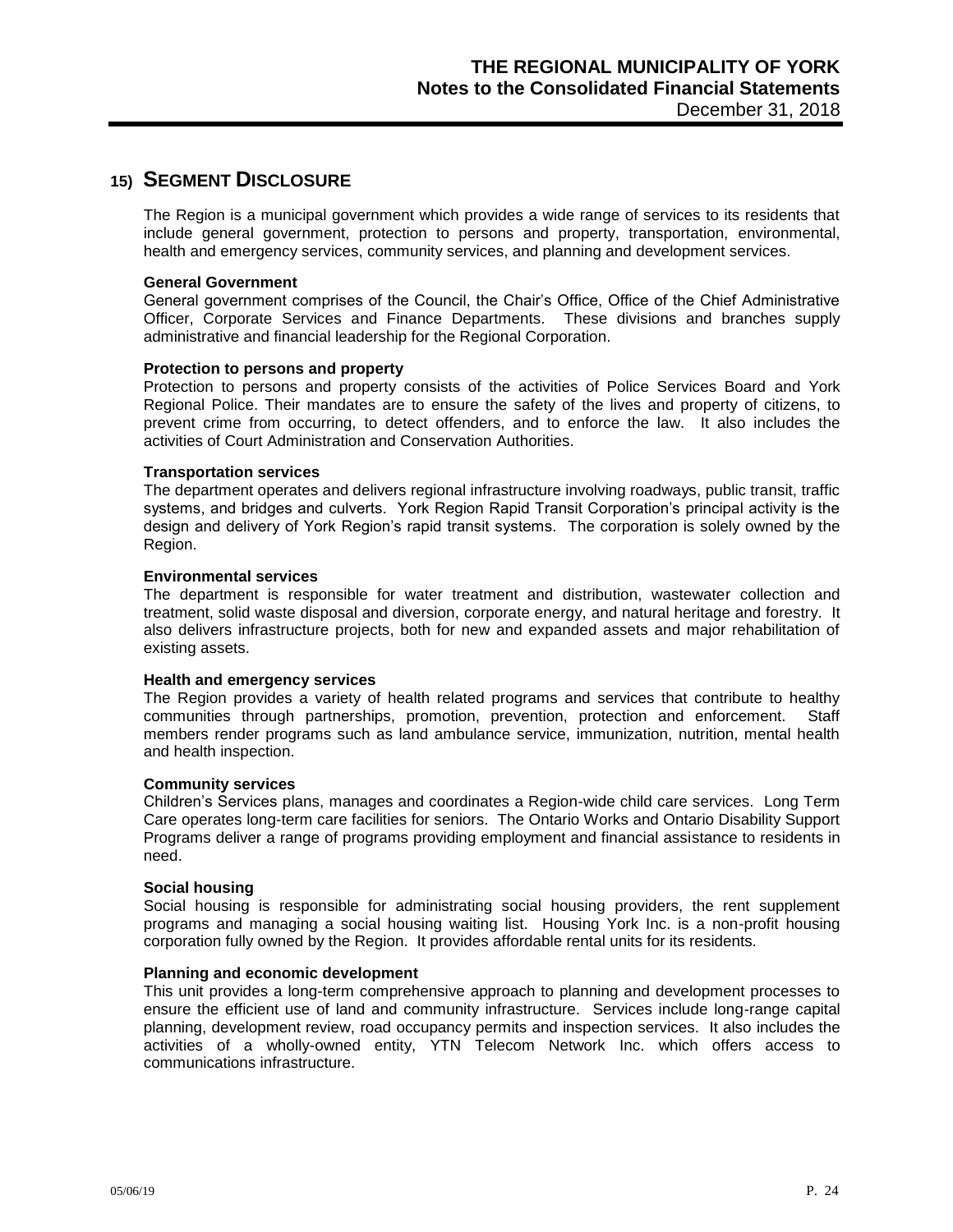## 15) SEGMENT DISCLOSURE

The Region is a municipal government which provides a wide range of services to its residents that include general government, protection to persons and property, transportation, environmental, health and emergency services, community services, and planning and development services.

**General Government**
General government comprises of the Council, the Chair's Office, Office of the Chief Administrative Officer, Corporate Services and Finance Departments. These divisions and branches supply administrative and financial leadership for the Regional Corporation.

**Protection to persons and property**
Protection to persons and property consists of the activities of Police Services Board and York Regional Police. Their mandates are to ensure the safety of the lives and property of citizens, to prevent crime from occurring, to detect offenders, and to enforce the law. It also includes the activities of Court Administration and Conservation Authorities.

**Transportation services**
The department operates and delivers regional infrastructure involving roadways, public transit, traffic systems, and bridges and culverts. York Region Rapid Transit Corporation's principal activity is the design and delivery of York Region's rapid transit systems. The corporation is solely owned by the Region.

**Environmental services**
The department is responsible for water treatment and distribution, wastewater collection and treatment, solid waste disposal and diversion, corporate energy, and natural heritage and forestry. It also delivers infrastructure projects, both for new and expanded assets and major rehabilitation of existing assets.

**Health and emergency services**
The Region provides a variety of health related programs and services that contribute to healthy communities through partnerships, promotion, prevention, protection and enforcement. Staff members render programs such as land ambulance service, immunization, nutrition, mental health and health inspection.

**Community services**
Children's Services plans, manages and coordinates a Region-wide child care services. Long Term Care operates long-term care facilities for seniors. The Ontario Works and Ontario Disability Support Programs deliver a range of programs providing employment and financial assistance to residents in need.

**Social housing**
Social housing is responsible for administrating social housing providers, the rent supplement programs and managing a social housing waiting list. Housing York Inc. is a non-profit housing corporation fully owned by the Region. It provides affordable rental units for its residents.

**Planning and economic development**
This unit provides a long-term comprehensive approach to planning and development processes to ensure the efficient use of land and community infrastructure. Services include long-range capital planning, development review, road occupancy permits and inspection services. It also includes the activities of a wholly-owned entity, YTN Telecom Network Inc. which offers access to communications infrastructure.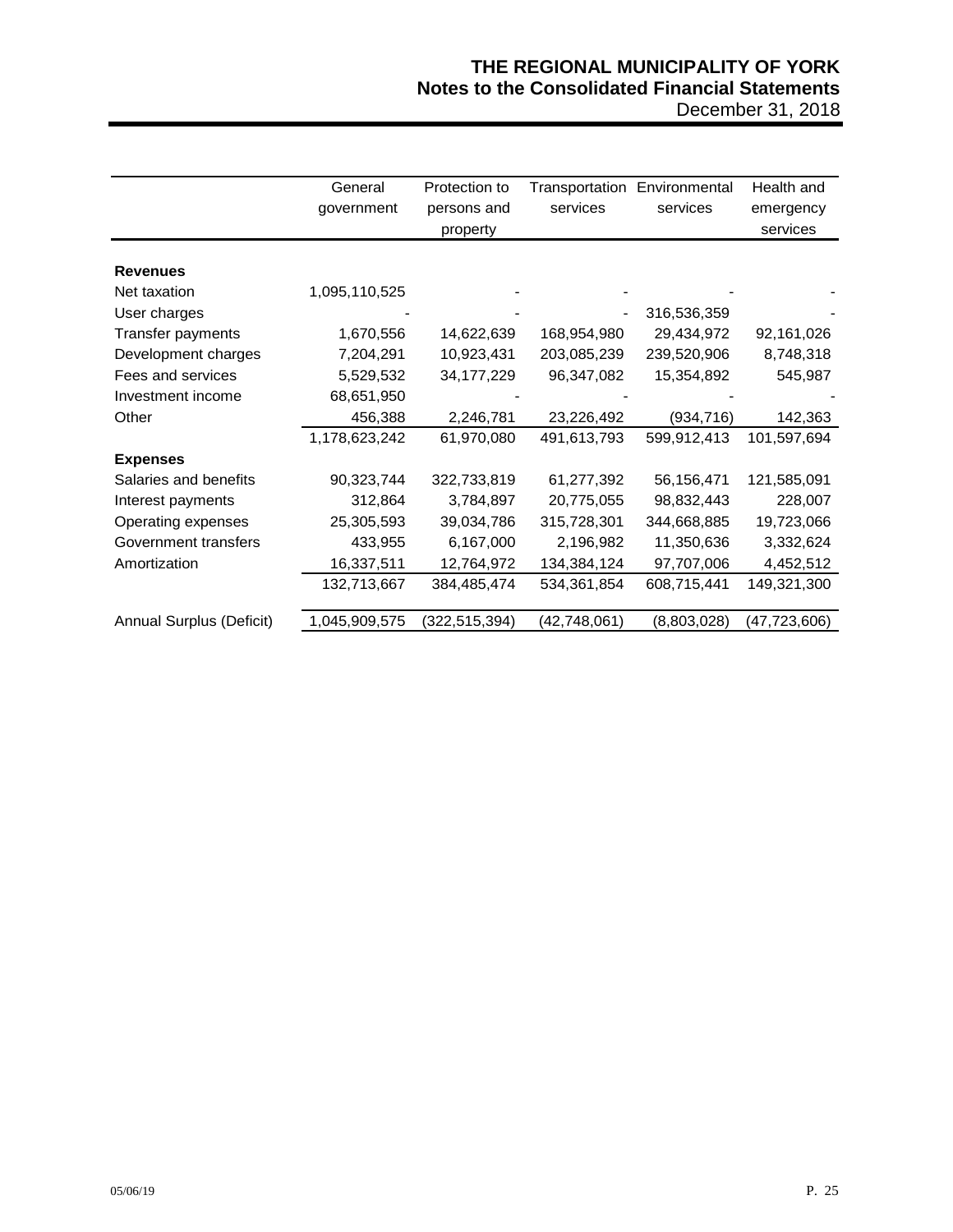| | General government | Protection to persons and property | Transportation services | Environmental services | Health and emergency services |
|---|---|---|---|---|---|
| **Revenues** | | | | | |
| Net taxation | 1,095,110,525 | - | - | - | - |
| User charges | - | - | - | 316,536,359 | - |
| Transfer payments | 1,670,556 | 14,622,639 | 168,954,980 | 29,434,972 | 92,161,026 |
| Development charges | 7,204,291 | 10,923,431 | 203,085,239 | 239,520,906 | 8,748,318 |
| Fees and services | 5,529,532 | 34,177,229 | 96,347,082 | 15,354,892 | 545,987 |
| Investment income | 68,651,950 | - | - | - | - |
| Other | 456,388 | 2,246,781 | 23,226,492 | (934,716) | 142,363 |
| | 1,178,623,242 | 61,970,080 | 491,613,793 | 599,912,413 | 101,597,694 |
| **Expenses** | | | | | |
| Salaries and benefits | 90,323,744 | 322,733,819 | 61,277,392 | 56,156,471 | 121,585,091 |
| Interest payments | 312,864 | 3,784,897 | 20,775,055 | 98,832,443 | 228,007 |
| Operating expenses | 25,305,593 | 39,034,786 | 315,728,301 | 344,668,885 | 19,723,066 |
| Government transfers | 433,955 | 6,167,000 | 2,196,982 | 11,350,636 | 3,332,624 |
| Amortization | 16,337,511 | 12,764,972 | 134,384,124 | 97,707,006 | 4,452,512 |
| | 132,713,667 | 384,485,474 | 534,361,854 | 608,715,441 | 149,321,300 |
| Annual Surplus (Deficit) | 1,045,909,575 | (322,515,394) | (42,748,061) | (8,803,028) | (47,723,606) |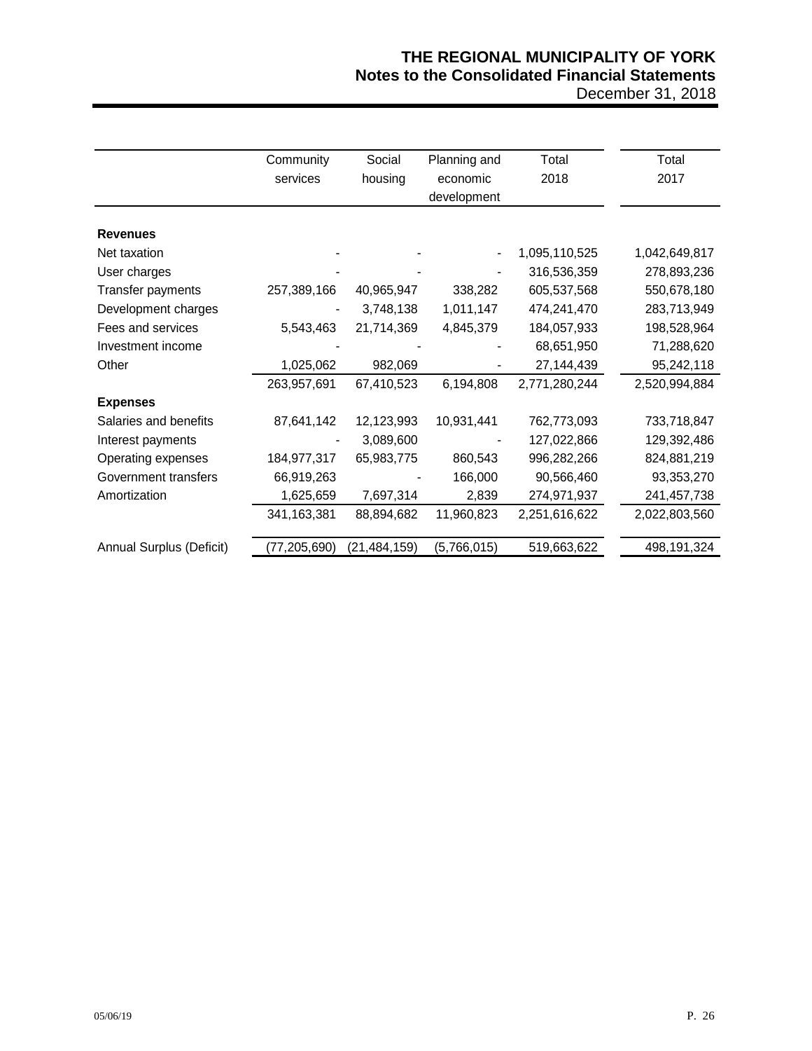| | Community services | Social housing | Planning and economic development | Total 2018 | Total 2017 |
|---|---|---|---|---|---|
| **Revenues** | | | | | |
| Net taxation | - | - | - | 1,095,110,525 | 1,042,649,817 |
| User charges | - | - | - | 316,536,359 | 278,893,236 |
| Transfer payments | 257,389,166 | 40,965,947 | 338,282 | 605,537,568 | 550,678,180 |
| Development charges | - | 3,748,138 | 1,011,147 | 474,241,470 | 283,713,949 |
| Fees and services | 5,543,463 | 21,714,369 | 4,845,379 | 184,057,933 | 198,528,964 |
| Investment income | - | - | - | 68,651,950 | 71,288,620 |
| Other | 1,025,062 | 982,069 | - | 27,144,439 | 95,242,118 |
| | 263,957,691 | 67,410,523 | 6,194,808 | 2,771,280,244 | 2,520,994,884 |
| **Expenses** | | | | | |
| Salaries and benefits | 87,641,142 | 12,123,993 | 10,931,441 | 762,773,093 | 733,718,847 |
| Interest payments | - | 3,089,600 | - | 127,022,866 | 129,392,486 |
| Operating expenses | 184,977,317 | 65,983,775 | 860,543 | 996,282,266 | 824,881,219 |
| Government transfers | 66,919,263 | - | 166,000 | 90,566,460 | 93,353,270 |
| Amortization | 1,625,659 | 7,697,314 | 2,839 | 274,971,937 | 241,457,738 |
| | 341,163,381 | 88,894,682 | 11,960,823 | 2,251,616,622 | 2,022,803,560 |
| Annual Surplus (Deficit) | (77,205,690) | (21,484,159) | (5,766,015) | 519,663,622 | 498,191,324 |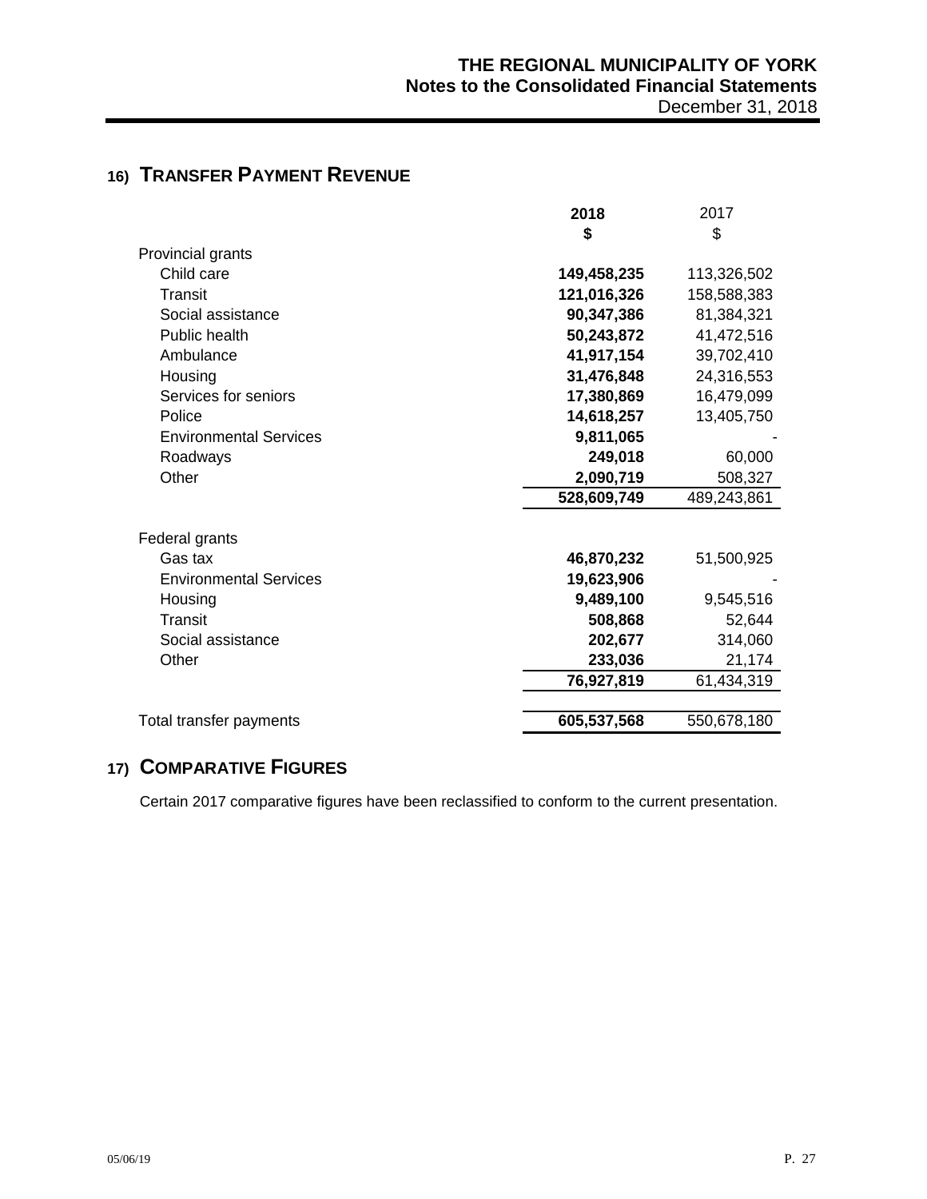## 16) TRANSFER PAYMENT REVENUE

| | 2018 | 2017 |
|---|---|---|
| | $ | $ |
| Provincial grants | | |
| Child care | **149,458,235** | 113,326,502 |
| Transit | **121,016,326** | 158,588,383 |
| Social assistance | **90,347,386** | 81,384,321 |
| Public health | **50,243,872** | 41,472,516 |
| Ambulance | **41,917,154** | 39,702,410 |
| Housing | **31,476,848** | 24,316,553 |
| Services for seniors | **17,380,869** | 16,479,099 |
| Police | **14,618,257** | 13,405,750 |
| Environmental Services | **9,811,065** | - |
| Roadways | **249,018** | 60,000 |
| Other | **2,090,719** | 508,327 |
| | **528,609,749** | 489,243,861 |
| Federal grants | | |
| Gas tax | **46,870,232** | 51,500,925 |
| Environmental Services | **19,623,906** | - |
| Housing | **9,489,100** | 9,545,516 |
| Transit | **508,868** | 52,644 |
| Social assistance | **202,677** | 314,060 |
| Other | **233,036** | 21,174 |
| | **76,927,819** | 61,434,319 |
| Total transfer payments | **605,537,568** | 550,678,180 |

## 17) COMPARATIVE FIGURES

Certain 2017 comparative figures have been reclassified to conform to the current presentation.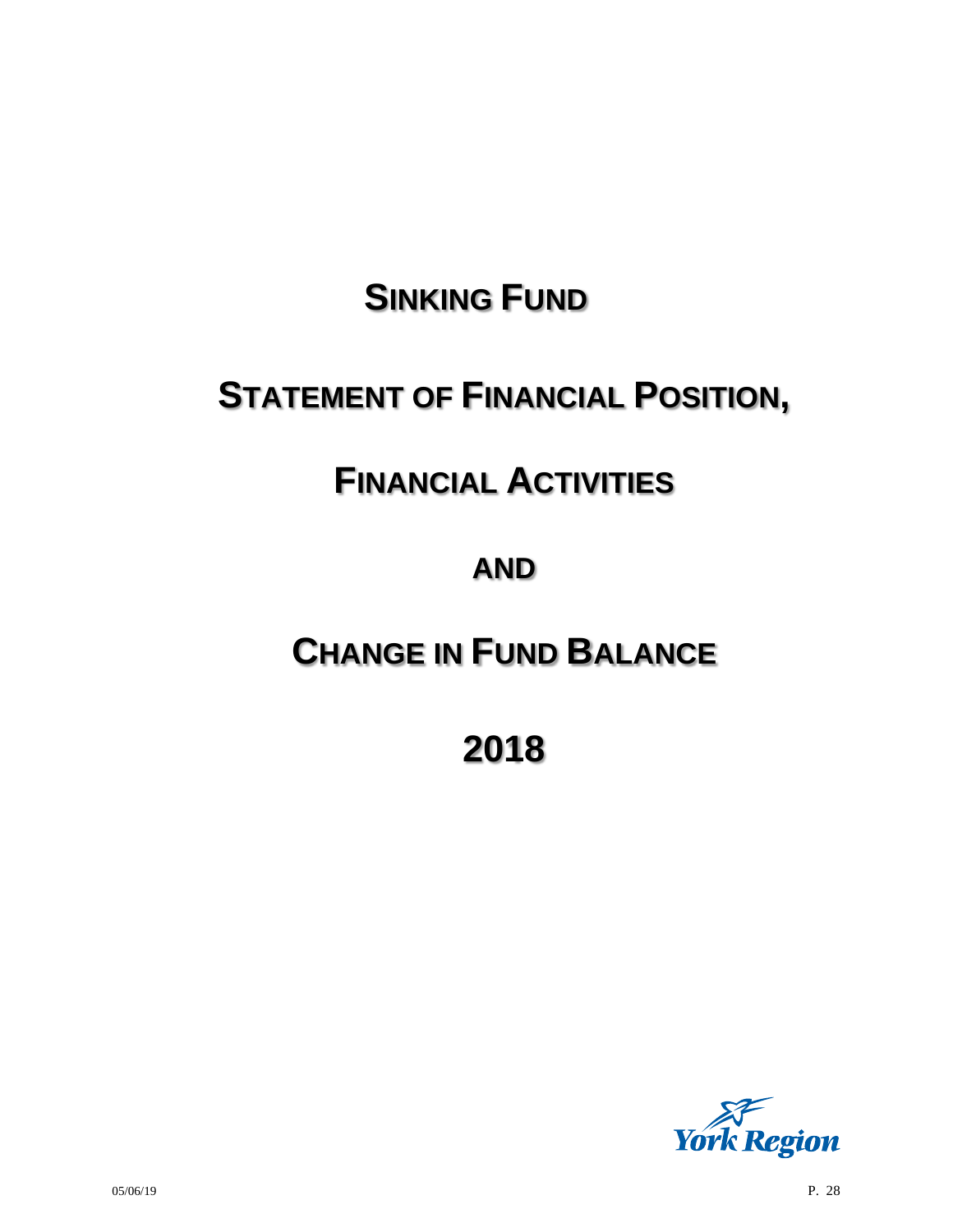# SINKING FUND

# STATEMENT OF FINANCIAL POSITION,

# FINANCIAL ACTIVITIES

# AND

# CHANGE IN FUND BALANCE

# 2018

York Region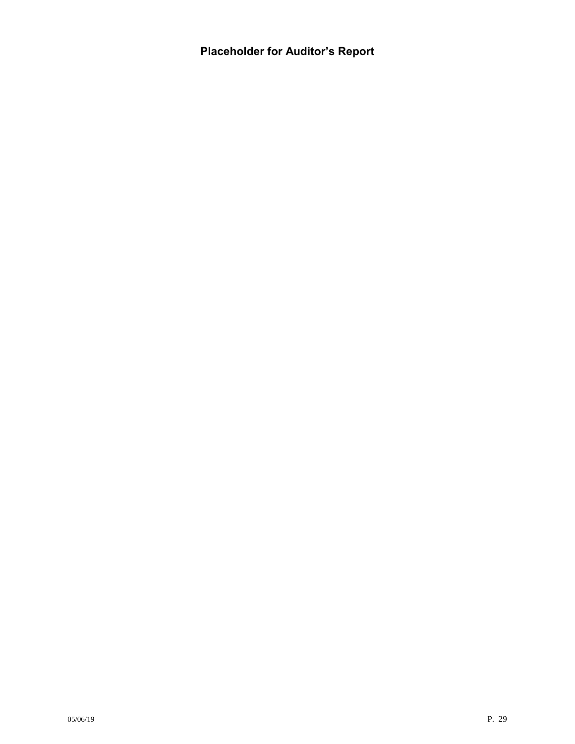# Placeholder for Auditor's Report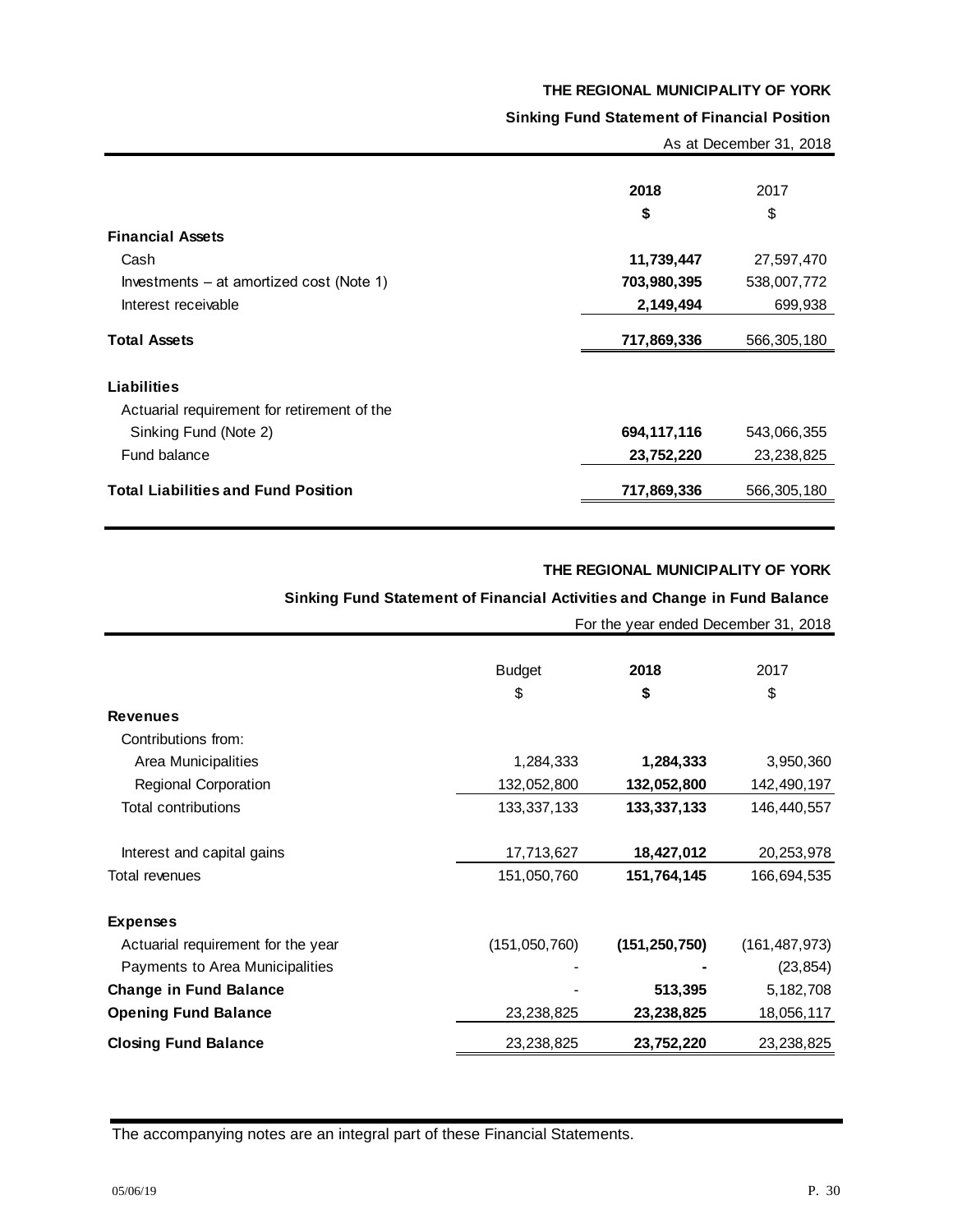# THE REGIONAL MUNICIPALITY OF YORK

## Sinking Fund Statement of Financial Position

As at December 31, 2018

| | 2018 | 2017 |
|---|---|---|
| | **$** | $ |
| **Financial Assets** | | |
| Cash | **11,739,447** | 27,597,470 |
| Investments – at amortized cost (Note 1) | **703,980,395** | 538,007,772 |
| Interest receivable | **2,149,494** | 699,938 |
| **Total Assets** | **717,869,336** | 566,305,180 |
| **Liabilities** | | |
| Actuarial requirement for retirement of the Sinking Fund (Note 2) | **694,117,116** | 543,066,355 |
| Fund balance | **23,752,220** | 23,238,825 |
| **Total Liabilities and Fund Position** | **717,869,336** | 566,305,180 |

# THE REGIONAL MUNICIPALITY OF YORK

## Sinking Fund Statement of Financial Activities and Change in Fund Balance

For the year ended December 31, 2018

| | Budget | 2018 | 2017 |
|---|---|---|---|
| | $ | **$** | $ |
| **Revenues** | | | |
| Contributions from: | | | |
| Area Municipalities | 1,284,333 | **1,284,333** | 3,950,360 |
| Regional Corporation | 132,052,800 | **132,052,800** | 142,490,197 |
| Total contributions | 133,337,133 | **133,337,133** | 146,440,557 |
| Interest and capital gains | 17,713,627 | **18,427,012** | 20,253,978 |
| Total revenues | 151,050,760 | **151,764,145** | 166,694,535 |
| **Expenses** | | | |
| Actuarial requirement for the year | (151,050,760) | **(151,250,750)** | (161,487,973) |
| Payments to Area Municipalities | - | **-** | (23,854) |
| **Change in Fund Balance** | - | **513,395** | 5,182,708 |
| **Opening Fund Balance** | 23,238,825 | **23,238,825** | 18,056,117 |
| **Closing Fund Balance** | 23,238,825 | **23,752,220** | 23,238,825 |

The accompanying notes are an integral part of these Financial Statements.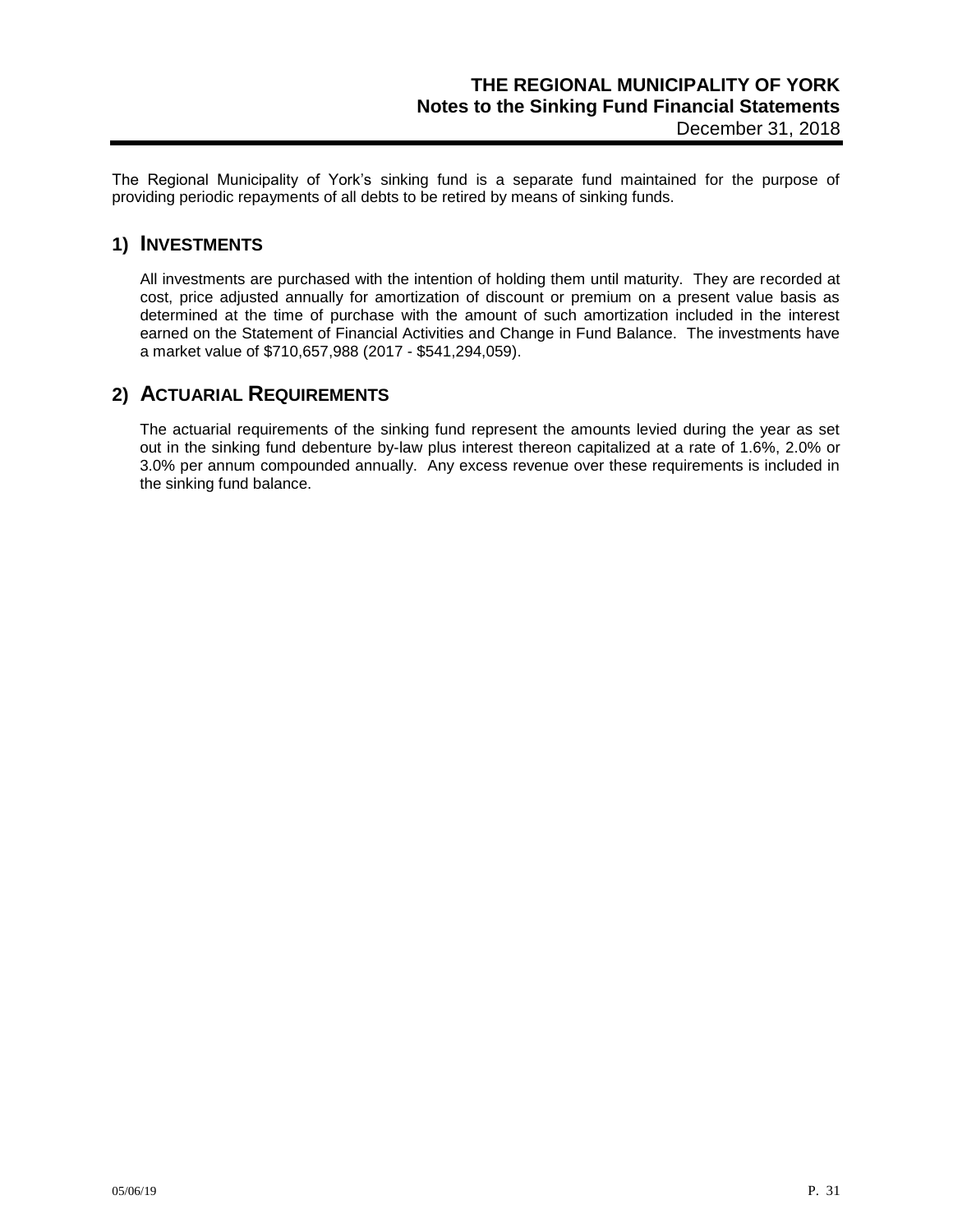# THE REGIONAL MUNICIPALITY OF YORK

**Notes to the Sinking Fund Financial Statements**

December 31, 2018

The Regional Municipality of York's sinking fund is a separate fund maintained for the purpose of providing periodic repayments of all debts to be retired by means of sinking funds.

## 1) INVESTMENTS

All investments are purchased with the intention of holding them until maturity. They are recorded at cost, price adjusted annually for amortization of discount or premium on a present value basis as determined at the time of purchase with the amount of such amortization included in the interest earned on the Statement of Financial Activities and Change in Fund Balance. The investments have a market value of $710,657,988 (2017 - $541,294,059).

## 2) ACTUARIAL REQUIREMENTS

The actuarial requirements of the sinking fund represent the amounts levied during the year as set out in the sinking fund debenture by-law plus interest thereon capitalized at a rate of 1.6%, 2.0% or 3.0% per annum compounded annually. Any excess revenue over these requirements is included in the sinking fund balance.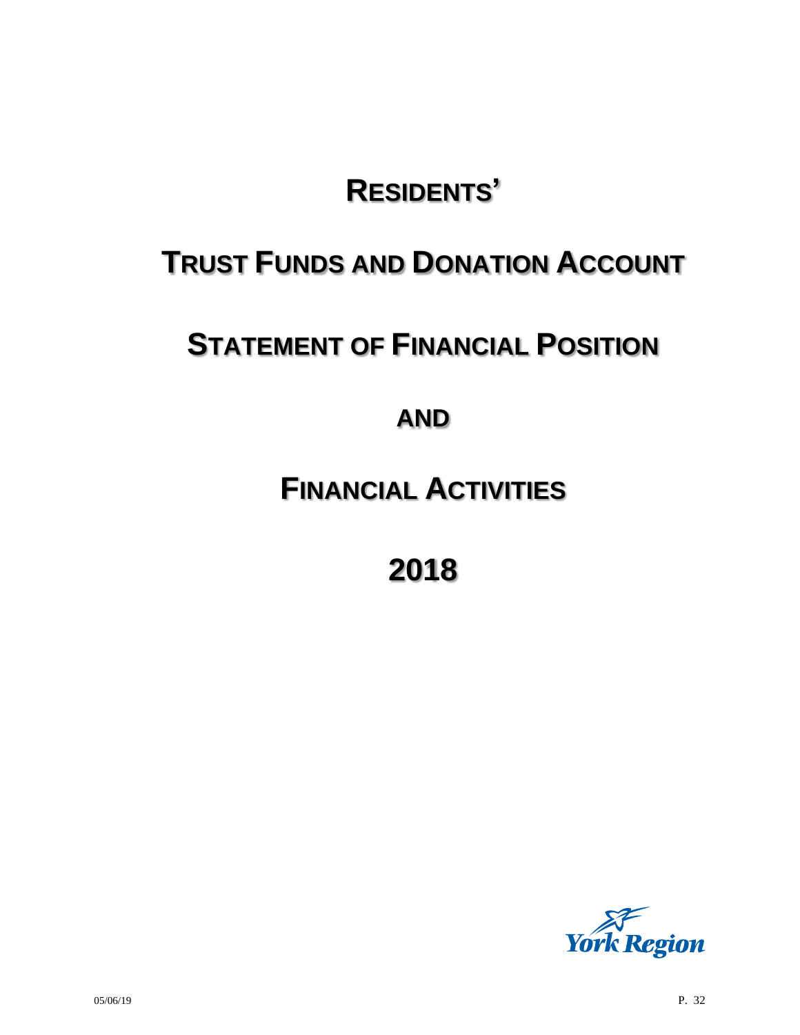# RESIDENTS'

# TRUST FUNDS AND DONATION ACCOUNT

# STATEMENT OF FINANCIAL POSITION

# AND

# FINANCIAL ACTIVITIES

# 2018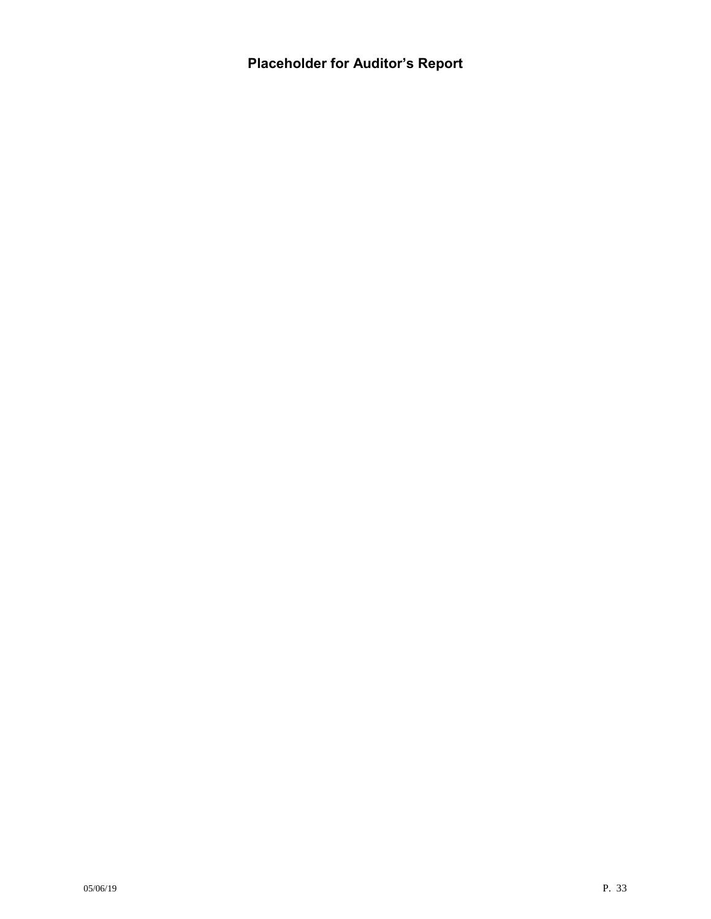# Placeholder for Auditor's Report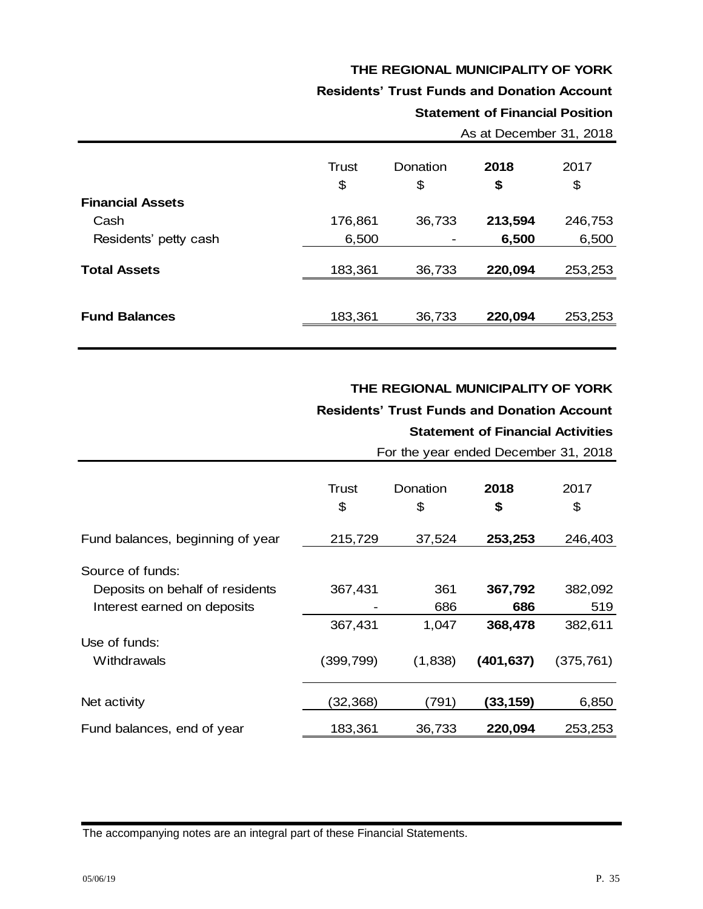**THE REGIONAL MUNICIPALITY OF YORK**

**Residents' Trust Funds and Donation Account**

**Statement of Financial Position**

As at December 31, 2018

| | Trust | Donation | **2018** | 2017 |
|---|---|---|---|---|
| | $ | $ | **$** | $ |
| **Financial Assets** | | | | |
| Cash | 176,861 | 36,733 | **213,594** | 246,753 |
| Residents' petty cash | 6,500 | - | **6,500** | 6,500 |
| **Total Assets** | 183,361 | 36,733 | **220,094** | 253,253 |
| **Fund Balances** | 183,361 | 36,733 | **220,094** | 253,253 |

**THE REGIONAL MUNICIPALITY OF YORK**

**Residents' Trust Funds and Donation Account**

**Statement of Financial Activities**

For the year ended December 31, 2018

| | Trust | Donation | **2018** | 2017 |
|---|---|---|---|---|
| | $ | $ | **$** | $ |
| Fund balances, beginning of year | 215,729 | 37,524 | **253,253** | 246,403 |
| Source of funds: | | | | |
| Deposits on behalf of residents | 367,431 | 361 | **367,792** | 382,092 |
| Interest earned on deposits | - | 686 | **686** | 519 |
| | 367,431 | 1,047 | **368,478** | 382,611 |
| Use of funds: | | | | |
| Withdrawals | (399,799) | (1,838) | **(401,637)** | (375,761) |
| Net activity | (32,368) | (791) | **(33,159)** | 6,850 |
| Fund balances, end of year | 183,361 | 36,733 | **220,094** | 253,253 |

The accompanying notes are an integral part of these Financial Statements.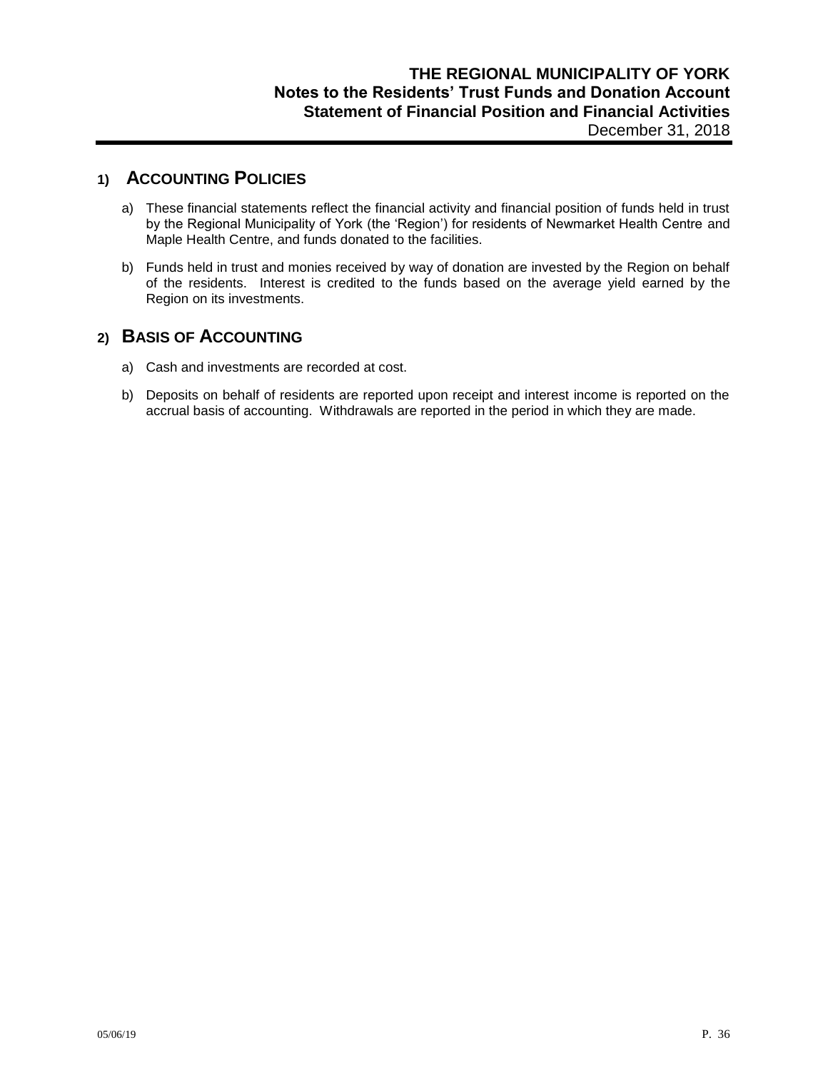# THE REGIONAL MUNICIPALITY OF YORK
## Notes to the Residents' Trust Funds and Donation Account
## Statement of Financial Position and Financial Activities
December 31, 2018

## 1) ACCOUNTING POLICIES

a) These financial statements reflect the financial activity and financial position of funds held in trust by the Regional Municipality of York (the 'Region') for residents of Newmarket Health Centre and Maple Health Centre, and funds donated to the facilities.

b) Funds held in trust and monies received by way of donation are invested by the Region on behalf of the residents. Interest is credited to the funds based on the average yield earned by the Region on its investments.

## 2) BASIS OF ACCOUNTING

a) Cash and investments are recorded at cost.

b) Deposits on behalf of residents are reported upon receipt and interest income is reported on the accrual basis of accounting. Withdrawals are reported in the period in which they are made.